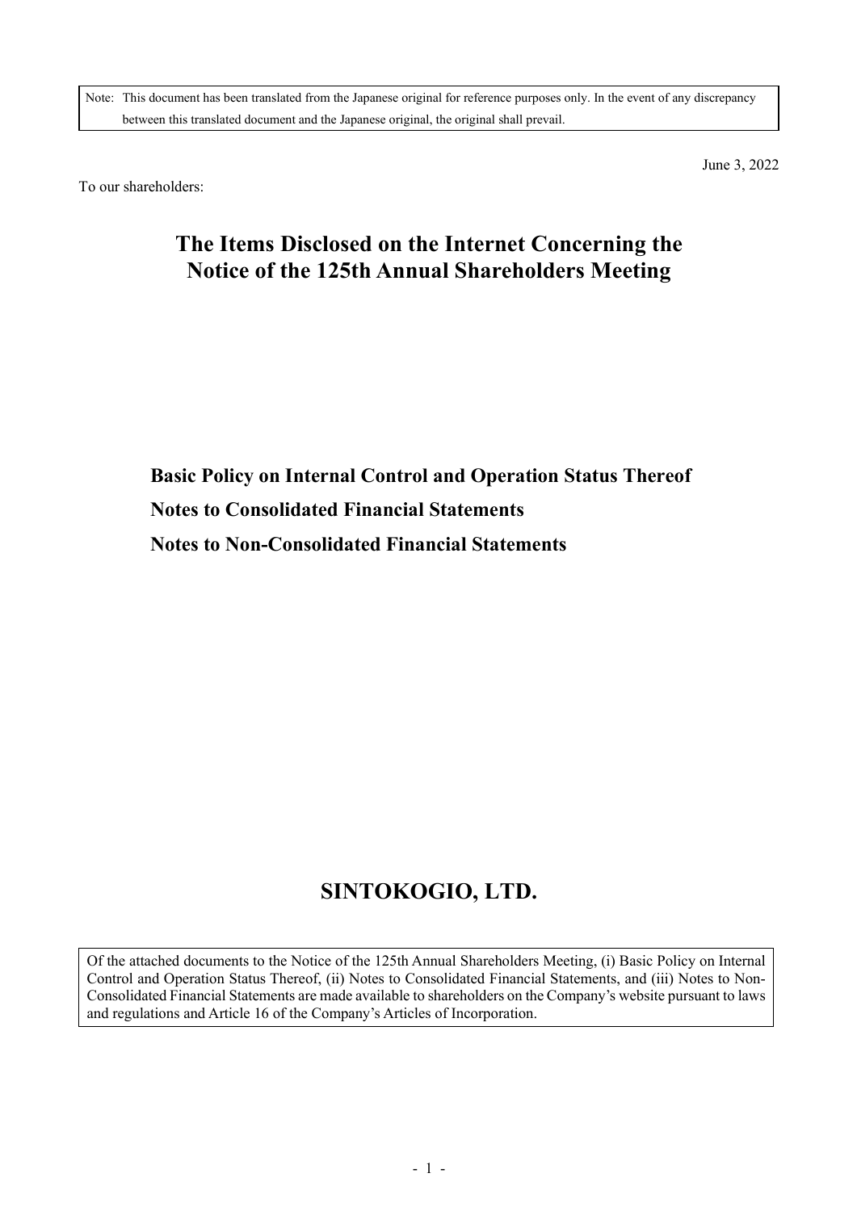Note: This document has been translated from the Japanese original for reference purposes only. In the event of any discrepancy between this translated document and the Japanese original, the original shall prevail.

June 3, 2022

To our shareholders:

# The Items Disclosed on the Internet Concerning the Notice of the 125th Annual Shareholders Meeting

**Basic Policy on Internal Control and Operation Status Thereof**

**Notes to Consolidated Financial Statements**

**Notes to Non-Consolidated Financial Statements**

## SINTOKOGIO, LTD.

Of the attached documents to the Notice of the 125th Annual Shareholders Meeting, (i) Basic Policy on Internal Control and Operation Status Thereof, (ii) Notes to Consolidated Financial Statements, and (iii) Notes to Non-Consolidated Financial Statements are made available to shareholders on the Company's website pursuant to laws and regulations and Article 16 of the Company's Articles of Incorporation.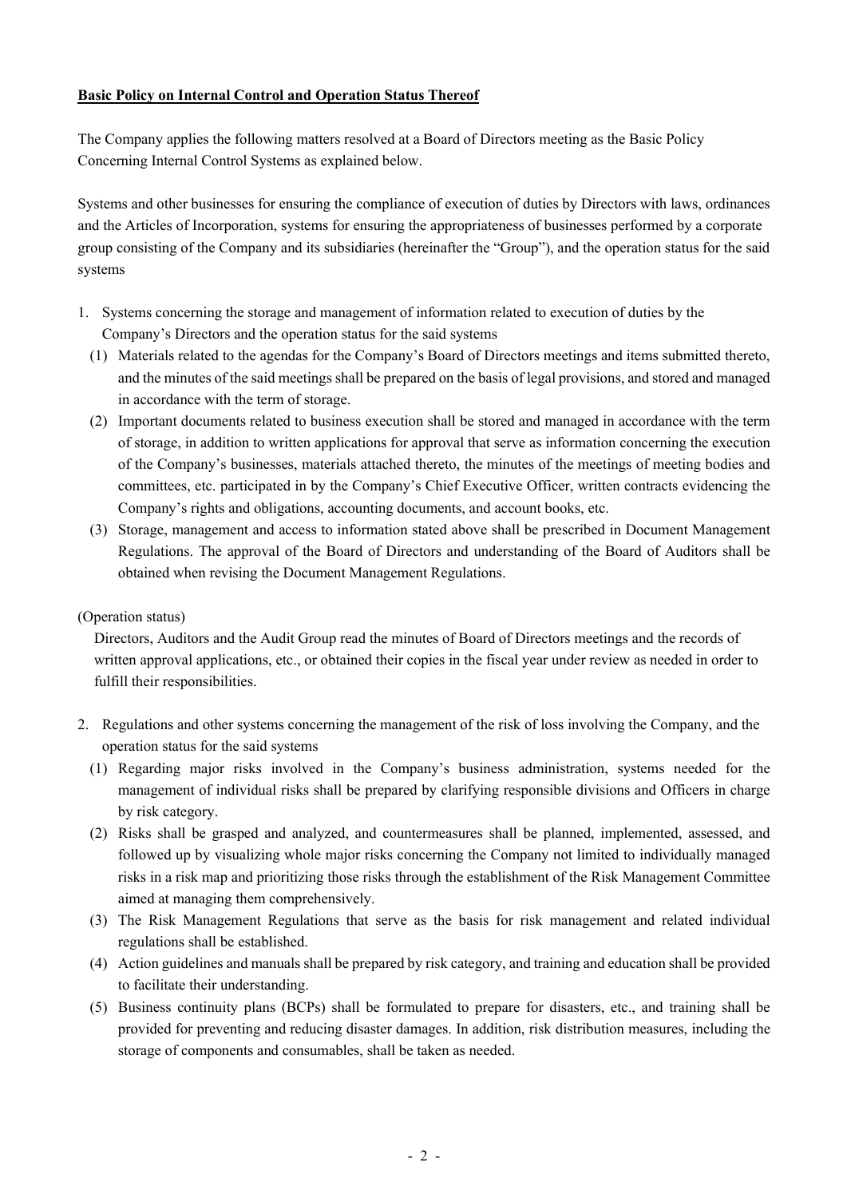**Basic Policy on Internal Control and Operation Status Thereof**

The Company applies the following matters resolved at a Board of Directors meeting as the Basic Policy Concerning Internal Control Systems as explained below.

Systems and other businesses for ensuring the compliance of execution of duties by Directors with laws, ordinances and the Articles of Incorporation, systems for ensuring the appropriateness of businesses performed by a corporate group consisting of the Company and its subsidiaries (hereinafter the "Group"), and the operation status for the said systems

1. Systems concerning the storage and management of information related to execution of duties by the Company's Directors and the operation status for the said systems
   (1) Materials related to the agendas for the Company's Board of Directors meetings and items submitted thereto, and the minutes of the said meetings shall be prepared on the basis of legal provisions, and stored and managed in accordance with the term of storage.
   (2) Important documents related to business execution shall be stored and managed in accordance with the term of storage, in addition to written applications for approval that serve as information concerning the execution of the Company's businesses, materials attached thereto, the minutes of the meetings of meeting bodies and committees, etc. participated in by the Company's Chief Executive Officer, written contracts evidencing the Company's rights and obligations, accounting documents, and account books, etc.
   (3) Storage, management and access to information stated above shall be prescribed in Document Management Regulations. The approval of the Board of Directors and understanding of the Board of Auditors shall be obtained when revising the Document Management Regulations.

(Operation status)

Directors, Auditors and the Audit Group read the minutes of Board of Directors meetings and the records of written approval applications, etc., or obtained their copies in the fiscal year under review as needed in order to fulfill their responsibilities.

2. Regulations and other systems concerning the management of the risk of loss involving the Company, and the operation status for the said systems
   (1) Regarding major risks involved in the Company's business administration, systems needed for the management of individual risks shall be prepared by clarifying responsible divisions and Officers in charge by risk category.
   (2) Risks shall be grasped and analyzed, and countermeasures shall be planned, implemented, assessed, and followed up by visualizing whole major risks concerning the Company not limited to individually managed risks in a risk map and prioritizing those risks through the establishment of the Risk Management Committee aimed at managing them comprehensively.
   (3) The Risk Management Regulations that serve as the basis for risk management and related individual regulations shall be established.
   (4) Action guidelines and manuals shall be prepared by risk category, and training and education shall be provided to facilitate their understanding.
   (5) Business continuity plans (BCPs) shall be formulated to prepare for disasters, etc., and training shall be provided for preventing and reducing disaster damages. In addition, risk distribution measures, including the storage of components and consumables, shall be taken as needed.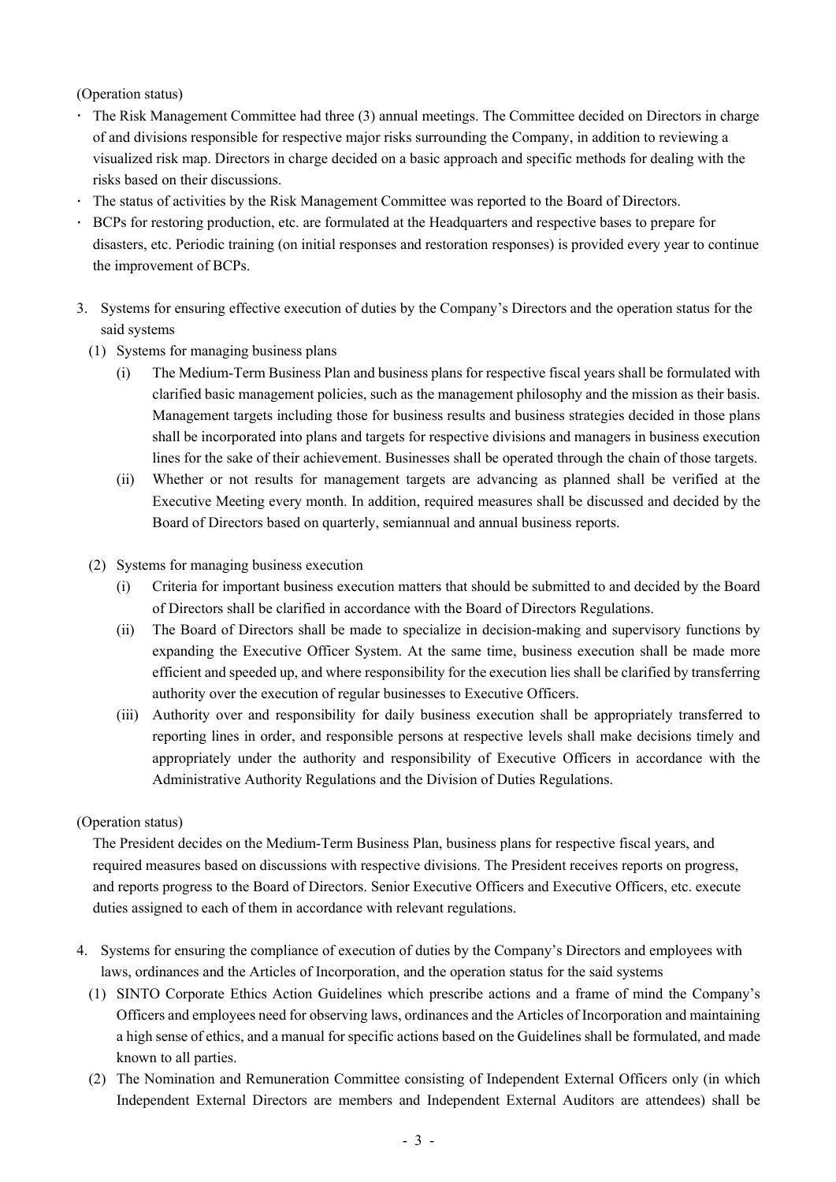(Operation status)

- The Risk Management Committee had three (3) annual meetings. The Committee decided on Directors in charge of and divisions responsible for respective major risks surrounding the Company, in addition to reviewing a visualized risk map. Directors in charge decided on a basic approach and specific methods for dealing with the risks based on their discussions.
- The status of activities by the Risk Management Committee was reported to the Board of Directors.
- BCPs for restoring production, etc. are formulated at the Headquarters and respective bases to prepare for disasters, etc. Periodic training (on initial responses and restoration responses) is provided every year to continue the improvement of BCPs.

3. Systems for ensuring effective execution of duties by the Company's Directors and the operation status for the said systems

   (1) Systems for managing business plans

      (i) The Medium-Term Business Plan and business plans for respective fiscal years shall be formulated with clarified basic management policies, such as the management philosophy and the mission as their basis. Management targets including those for business results and business strategies decided in those plans shall be incorporated into plans and targets for respective divisions and managers in business execution lines for the sake of their achievement. Businesses shall be operated through the chain of those targets.

      (ii) Whether or not results for management targets are advancing as planned shall be verified at the Executive Meeting every month. In addition, required measures shall be discussed and decided by the Board of Directors based on quarterly, semiannual and annual business reports.

   (2) Systems for managing business execution

      (i) Criteria for important business execution matters that should be submitted to and decided by the Board of Directors shall be clarified in accordance with the Board of Directors Regulations.

      (ii) The Board of Directors shall be made to specialize in decision-making and supervisory functions by expanding the Executive Officer System. At the same time, business execution shall be made more efficient and speeded up, and where responsibility for the execution lies shall be clarified by transferring authority over the execution of regular businesses to Executive Officers.

      (iii) Authority over and responsibility for daily business execution shall be appropriately transferred to reporting lines in order, and responsible persons at respective levels shall make decisions timely and appropriately under the authority and responsibility of Executive Officers in accordance with the Administrative Authority Regulations and the Division of Duties Regulations.

(Operation status)

The President decides on the Medium-Term Business Plan, business plans for respective fiscal years, and required measures based on discussions with respective divisions. The President receives reports on progress, and reports progress to the Board of Directors. Senior Executive Officers and Executive Officers, etc. execute duties assigned to each of them in accordance with relevant regulations.

4. Systems for ensuring the compliance of execution of duties by the Company's Directors and employees with laws, ordinances and the Articles of Incorporation, and the operation status for the said systems

   (1) SINTO Corporate Ethics Action Guidelines which prescribe actions and a frame of mind the Company's Officers and employees need for observing laws, ordinances and the Articles of Incorporation and maintaining a high sense of ethics, and a manual for specific actions based on the Guidelines shall be formulated, and made known to all parties.

   (2) The Nomination and Remuneration Committee consisting of Independent External Officers only (in which Independent External Directors are members and Independent External Auditors are attendees) shall be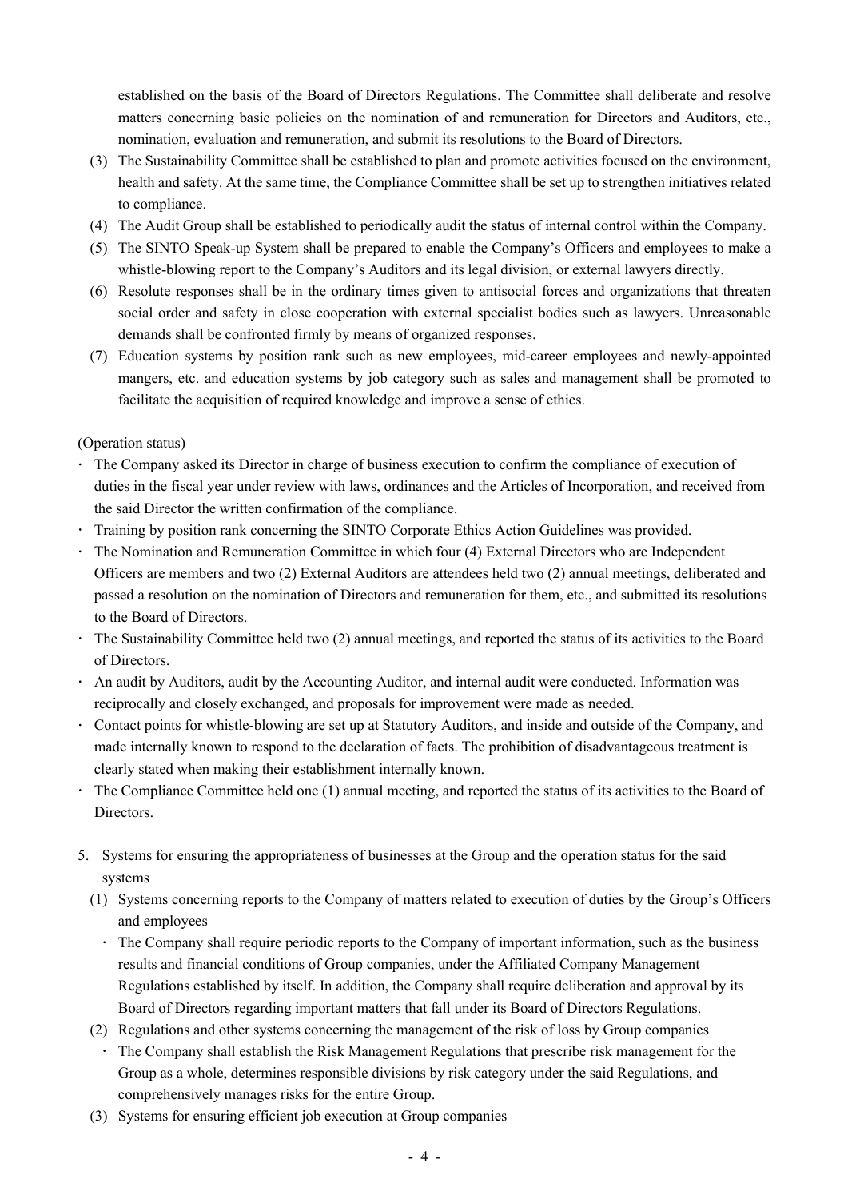established on the basis of the Board of Directors Regulations. The Committee shall deliberate and resolve matters concerning basic policies on the nomination of and remuneration for Directors and Auditors, etc., nomination, evaluation and remuneration, and submit its resolutions to the Board of Directors.

(3) The Sustainability Committee shall be established to plan and promote activities focused on the environment, health and safety. At the same time, the Compliance Committee shall be set up to strengthen initiatives related to compliance.

(4) The Audit Group shall be established to periodically audit the status of internal control within the Company.

(5) The SINTO Speak-up System shall be prepared to enable the Company's Officers and employees to make a whistle-blowing report to the Company's Auditors and its legal division, or external lawyers directly.

(6) Resolute responses shall be in the ordinary times given to antisocial forces and organizations that threaten social order and safety in close cooperation with external specialist bodies such as lawyers. Unreasonable demands shall be confronted firmly by means of organized responses.

(7) Education systems by position rank such as new employees, mid-career employees and newly-appointed mangers, etc. and education systems by job category such as sales and management shall be promoted to facilitate the acquisition of required knowledge and improve a sense of ethics.

(Operation status)

- The Company asked its Director in charge of business execution to confirm the compliance of execution of duties in the fiscal year under review with laws, ordinances and the Articles of Incorporation, and received from the said Director the written confirmation of the compliance.
- Training by position rank concerning the SINTO Corporate Ethics Action Guidelines was provided.
- The Nomination and Remuneration Committee in which four (4) External Directors who are Independent Officers are members and two (2) External Auditors are attendees held two (2) annual meetings, deliberated and passed a resolution on the nomination of Directors and remuneration for them, etc., and submitted its resolutions to the Board of Directors.
- The Sustainability Committee held two (2) annual meetings, and reported the status of its activities to the Board of Directors.
- An audit by Auditors, audit by the Accounting Auditor, and internal audit were conducted. Information was reciprocally and closely exchanged, and proposals for improvement were made as needed.
- Contact points for whistle-blowing are set up at Statutory Auditors, and inside and outside of the Company, and made internally known to respond to the declaration of facts. The prohibition of disadvantageous treatment is clearly stated when making their establishment internally known.
- The Compliance Committee held one (1) annual meeting, and reported the status of its activities to the Board of Directors.

5. Systems for ensuring the appropriateness of businesses at the Group and the operation status for the said systems

(1) Systems concerning reports to the Company of matters related to execution of duties by the Group's Officers and employees

- The Company shall require periodic reports to the Company of important information, such as the business results and financial conditions of Group companies, under the Affiliated Company Management Regulations established by itself. In addition, the Company shall require deliberation and approval by its Board of Directors regarding important matters that fall under its Board of Directors Regulations.

(2) Regulations and other systems concerning the management of the risk of loss by Group companies

- The Company shall establish the Risk Management Regulations that prescribe risk management for the Group as a whole, determines responsible divisions by risk category under the said Regulations, and comprehensively manages risks for the entire Group.

(3) Systems for ensuring efficient job execution at Group companies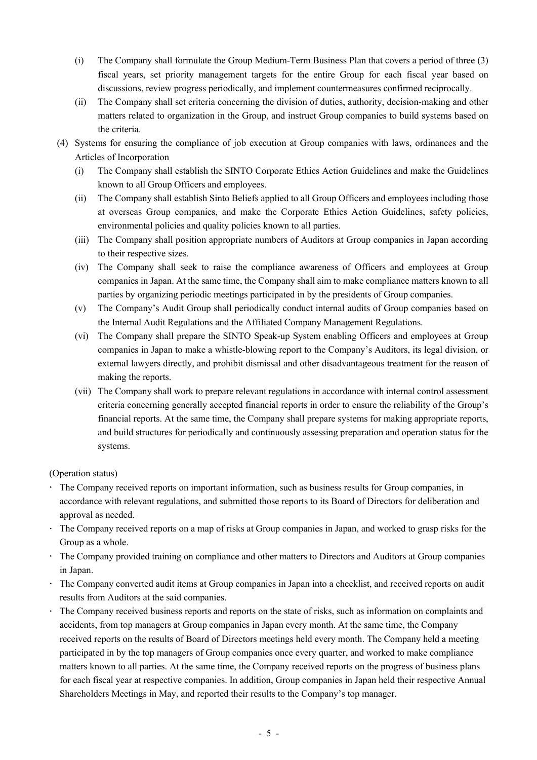(i) The Company shall formulate the Group Medium-Term Business Plan that covers a period of three (3) fiscal years, set priority management targets for the entire Group for each fiscal year based on discussions, review progress periodically, and implement countermeasures confirmed reciprocally.

(ii) The Company shall set criteria concerning the division of duties, authority, decision-making and other matters related to organization in the Group, and instruct Group companies to build systems based on the criteria.

(4) Systems for ensuring the compliance of job execution at Group companies with laws, ordinances and the Articles of Incorporation

(i) The Company shall establish the SINTO Corporate Ethics Action Guidelines and make the Guidelines known to all Group Officers and employees.

(ii) The Company shall establish Sinto Beliefs applied to all Group Officers and employees including those at overseas Group companies, and make the Corporate Ethics Action Guidelines, safety policies, environmental policies and quality policies known to all parties.

(iii) The Company shall position appropriate numbers of Auditors at Group companies in Japan according to their respective sizes.

(iv) The Company shall seek to raise the compliance awareness of Officers and employees at Group companies in Japan. At the same time, the Company shall aim to make compliance matters known to all parties by organizing periodic meetings participated in by the presidents of Group companies.

(v) The Company's Audit Group shall periodically conduct internal audits of Group companies based on the Internal Audit Regulations and the Affiliated Company Management Regulations.

(vi) The Company shall prepare the SINTO Speak-up System enabling Officers and employees at Group companies in Japan to make a whistle-blowing report to the Company's Auditors, its legal division, or external lawyers directly, and prohibit dismissal and other disadvantageous treatment for the reason of making the reports.

(vii) The Company shall work to prepare relevant regulations in accordance with internal control assessment criteria concerning generally accepted financial reports in order to ensure the reliability of the Group's financial reports. At the same time, the Company shall prepare systems for making appropriate reports, and build structures for periodically and continuously assessing preparation and operation status for the systems.

(Operation status)

- The Company received reports on important information, such as business results for Group companies, in accordance with relevant regulations, and submitted those reports to its Board of Directors for deliberation and approval as needed.
- The Company received reports on a map of risks at Group companies in Japan, and worked to grasp risks for the Group as a whole.
- The Company provided training on compliance and other matters to Directors and Auditors at Group companies in Japan.
- The Company converted audit items at Group companies in Japan into a checklist, and received reports on audit results from Auditors at the said companies.
- The Company received business reports and reports on the state of risks, such as information on complaints and accidents, from top managers at Group companies in Japan every month. At the same time, the Company received reports on the results of Board of Directors meetings held every month. The Company held a meeting participated in by the top managers of Group companies once every quarter, and worked to make compliance matters known to all parties. At the same time, the Company received reports on the progress of business plans for each fiscal year at respective companies. In addition, Group companies in Japan held their respective Annual Shareholders Meetings in May, and reported their results to the Company's top manager.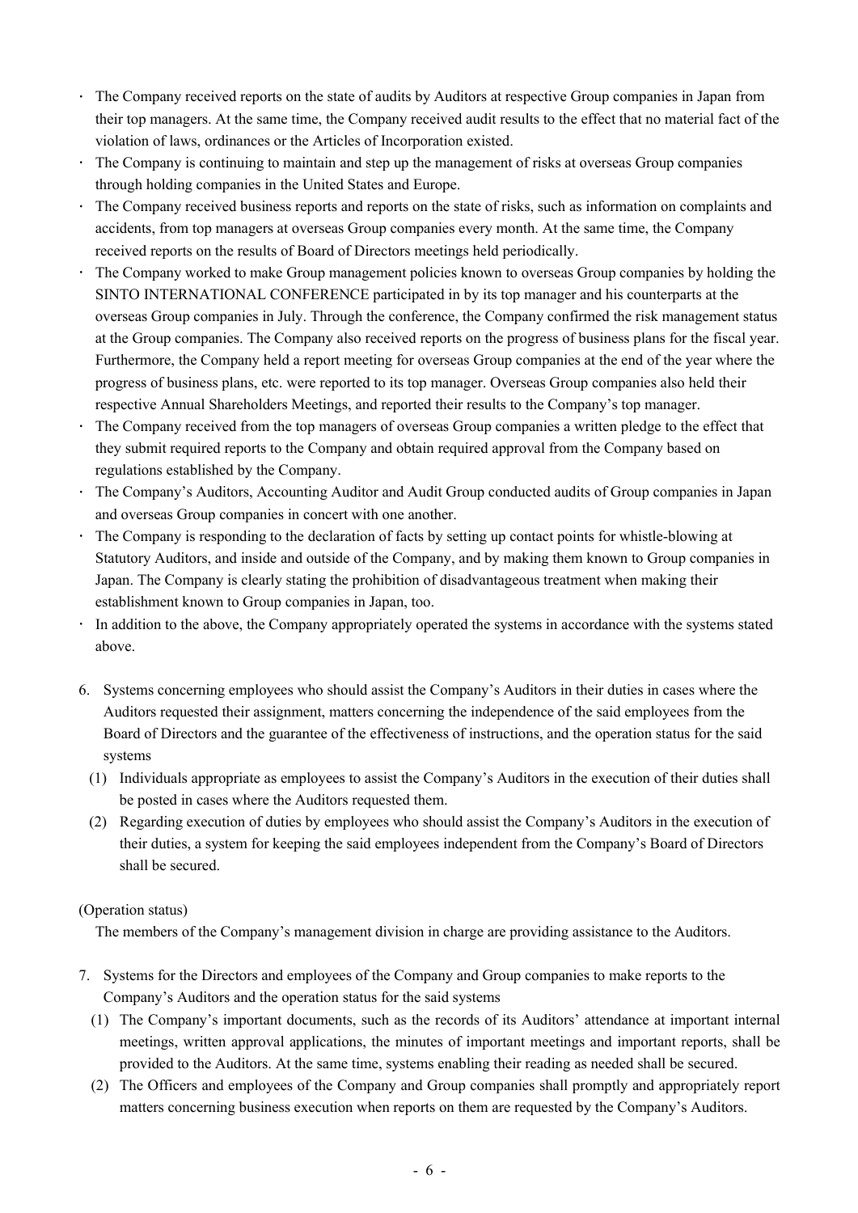- The Company received reports on the state of audits by Auditors at respective Group companies in Japan from their top managers. At the same time, the Company received audit results to the effect that no material fact of the violation of laws, ordinances or the Articles of Incorporation existed.
- The Company is continuing to maintain and step up the management of risks at overseas Group companies through holding companies in the United States and Europe.
- The Company received business reports and reports on the state of risks, such as information on complaints and accidents, from top managers at overseas Group companies every month. At the same time, the Company received reports on the results of Board of Directors meetings held periodically.
- The Company worked to make Group management policies known to overseas Group companies by holding the SINTO INTERNATIONAL CONFERENCE participated in by its top manager and his counterparts at the overseas Group companies in July. Through the conference, the Company confirmed the risk management status at the Group companies. The Company also received reports on the progress of business plans for the fiscal year. Furthermore, the Company held a report meeting for overseas Group companies at the end of the year where the progress of business plans, etc. were reported to its top manager. Overseas Group companies also held their respective Annual Shareholders Meetings, and reported their results to the Company's top manager.
- The Company received from the top managers of overseas Group companies a written pledge to the effect that they submit required reports to the Company and obtain required approval from the Company based on regulations established by the Company.
- The Company's Auditors, Accounting Auditor and Audit Group conducted audits of Group companies in Japan and overseas Group companies in concert with one another.
- The Company is responding to the declaration of facts by setting up contact points for whistle-blowing at Statutory Auditors, and inside and outside of the Company, and by making them known to Group companies in Japan. The Company is clearly stating the prohibition of disadvantageous treatment when making their establishment known to Group companies in Japan, too.
- In addition to the above, the Company appropriately operated the systems in accordance with the systems stated above.

6. Systems concerning employees who should assist the Company's Auditors in their duties in cases where the Auditors requested their assignment, matters concerning the independence of the said employees from the Board of Directors and the guarantee of the effectiveness of instructions, and the operation status for the said systems
   (1) Individuals appropriate as employees to assist the Company's Auditors in the execution of their duties shall be posted in cases where the Auditors requested them.
   (2) Regarding execution of duties by employees who should assist the Company's Auditors in the execution of their duties, a system for keeping the said employees independent from the Company's Board of Directors shall be secured.

(Operation status)

The members of the Company's management division in charge are providing assistance to the Auditors.

7. Systems for the Directors and employees of the Company and Group companies to make reports to the Company's Auditors and the operation status for the said systems
   (1) The Company's important documents, such as the records of its Auditors' attendance at important internal meetings, written approval applications, the minutes of important meetings and important reports, shall be provided to the Auditors. At the same time, systems enabling their reading as needed shall be secured.
   (2) The Officers and employees of the Company and Group companies shall promptly and appropriately report matters concerning business execution when reports on them are requested by the Company's Auditors.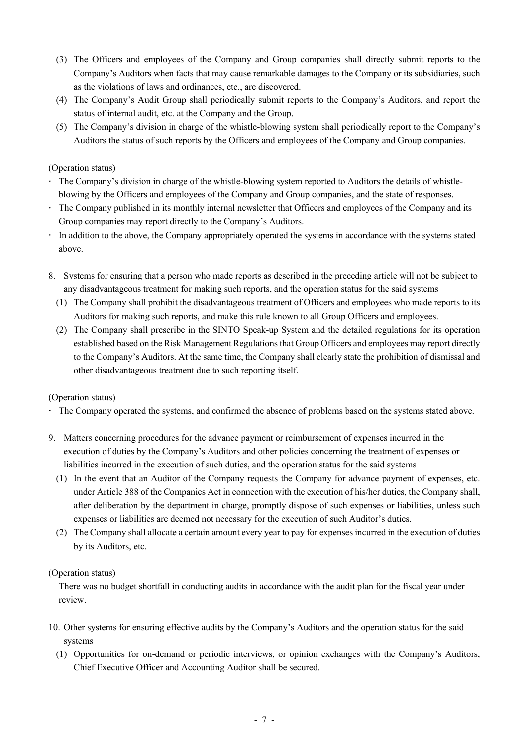(3) The Officers and employees of the Company and Group companies shall directly submit reports to the Company's Auditors when facts that may cause remarkable damages to the Company or its subsidiaries, such as the violations of laws and ordinances, etc., are discovered.

(4) The Company's Audit Group shall periodically submit reports to the Company's Auditors, and report the status of internal audit, etc. at the Company and the Group.

(5) The Company's division in charge of the whistle-blowing system shall periodically report to the Company's Auditors the status of such reports by the Officers and employees of the Company and Group companies.

(Operation status)

- The Company's division in charge of the whistle-blowing system reported to Auditors the details of whistle-blowing by the Officers and employees of the Company and Group companies, and the state of responses.
- The Company published in its monthly internal newsletter that Officers and employees of the Company and its Group companies may report directly to the Company's Auditors.
- In addition to the above, the Company appropriately operated the systems in accordance with the systems stated above.

8. Systems for ensuring that a person who made reports as described in the preceding article will not be subject to any disadvantageous treatment for making such reports, and the operation status for the said systems

(1) The Company shall prohibit the disadvantageous treatment of Officers and employees who made reports to its Auditors for making such reports, and make this rule known to all Group Officers and employees.

(2) The Company shall prescribe in the SINTO Speak-up System and the detailed regulations for its operation established based on the Risk Management Regulations that Group Officers and employees may report directly to the Company's Auditors. At the same time, the Company shall clearly state the prohibition of dismissal and other disadvantageous treatment due to such reporting itself.

(Operation status)

- The Company operated the systems, and confirmed the absence of problems based on the systems stated above.

9. Matters concerning procedures for the advance payment or reimbursement of expenses incurred in the execution of duties by the Company's Auditors and other policies concerning the treatment of expenses or liabilities incurred in the execution of such duties, and the operation status for the said systems

(1) In the event that an Auditor of the Company requests the Company for advance payment of expenses, etc. under Article 388 of the Companies Act in connection with the execution of his/her duties, the Company shall, after deliberation by the department in charge, promptly dispose of such expenses or liabilities, unless such expenses or liabilities are deemed not necessary for the execution of such Auditor's duties.

(2) The Company shall allocate a certain amount every year to pay for expenses incurred in the execution of duties by its Auditors, etc.

(Operation status)

There was no budget shortfall in conducting audits in accordance with the audit plan for the fiscal year under review.

10. Other systems for ensuring effective audits by the Company's Auditors and the operation status for the said systems

(1) Opportunities for on-demand or periodic interviews, or opinion exchanges with the Company's Auditors, Chief Executive Officer and Accounting Auditor shall be secured.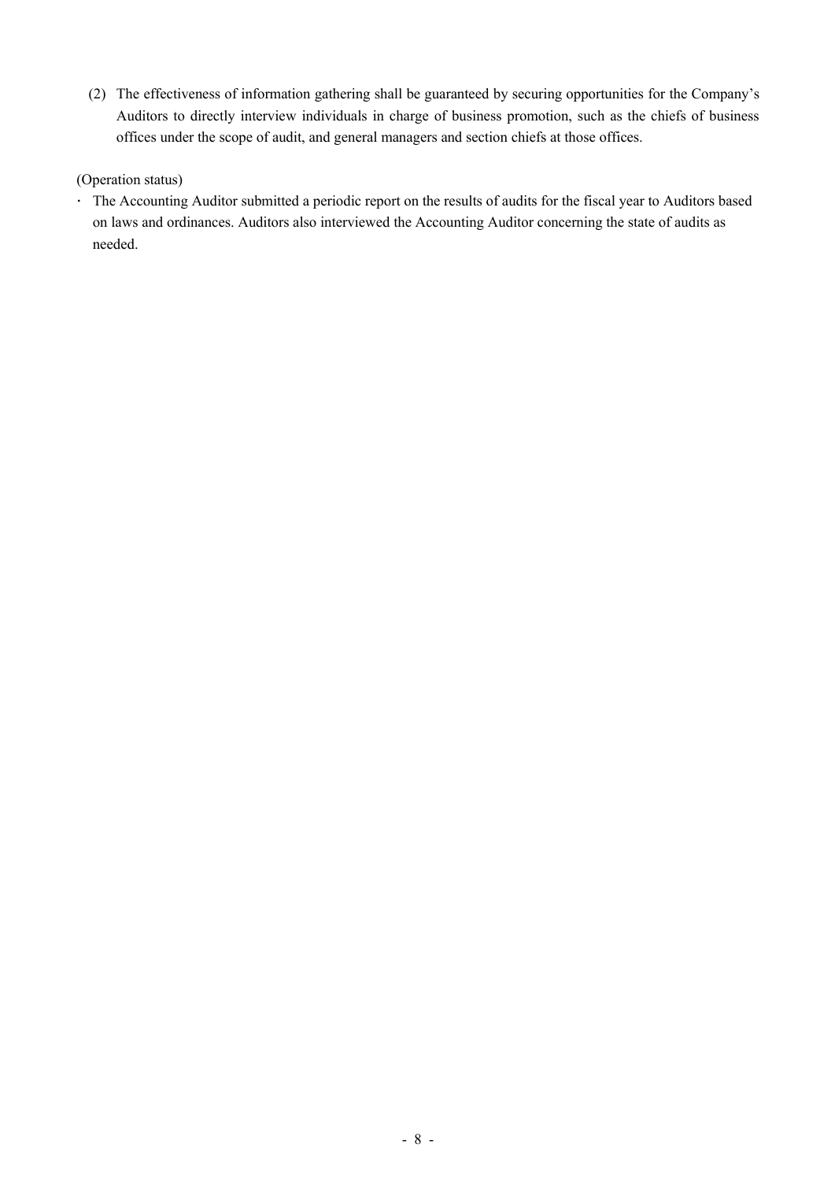(2) The effectiveness of information gathering shall be guaranteed by securing opportunities for the Company's Auditors to directly interview individuals in charge of business promotion, such as the chiefs of business offices under the scope of audit, and general managers and section chiefs at those offices.

(Operation status)

- The Accounting Auditor submitted a periodic report on the results of audits for the fiscal year to Auditors based on laws and ordinances. Auditors also interviewed the Accounting Auditor concerning the state of audits as needed.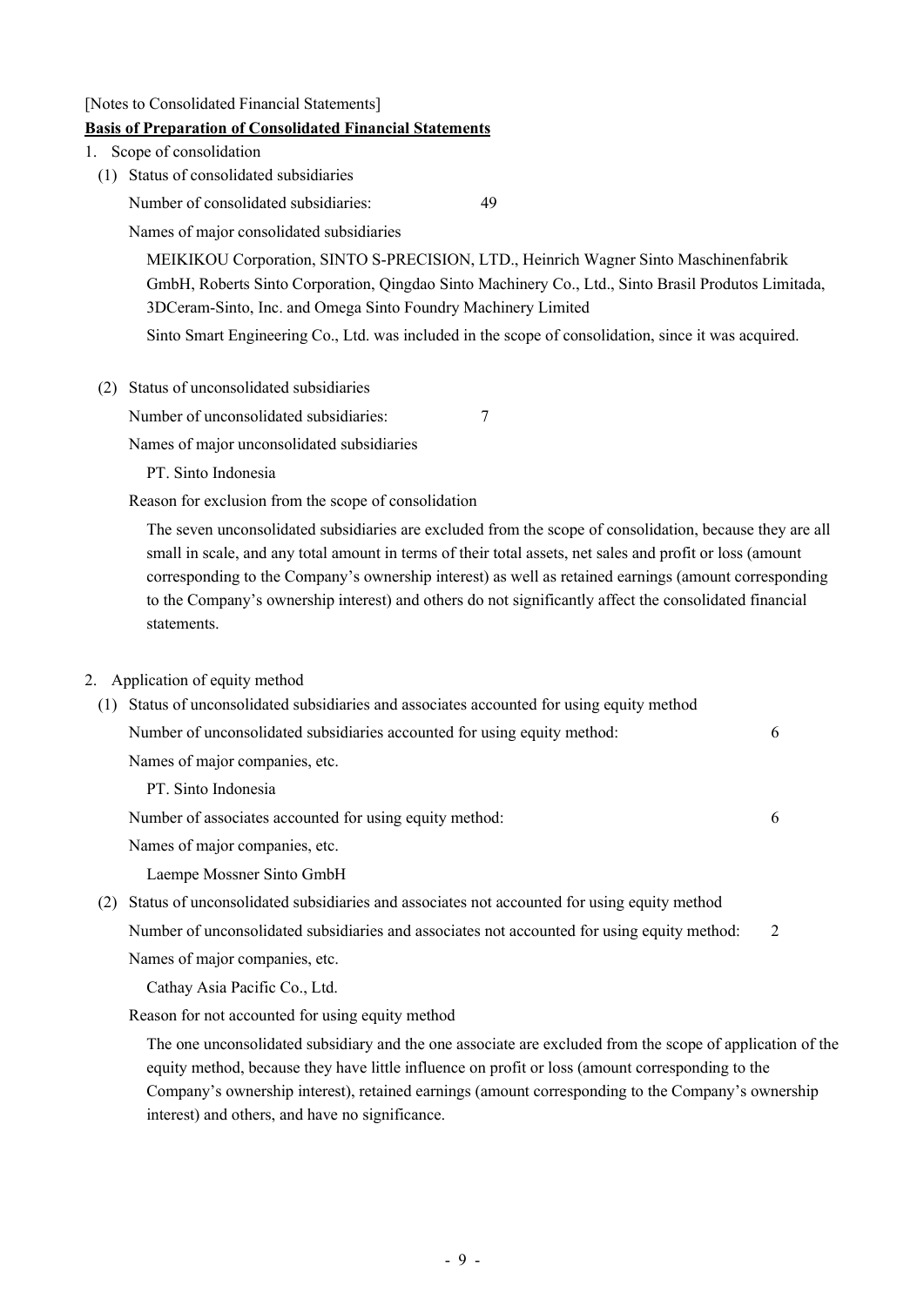[Notes to Consolidated Financial Statements]

**Basis of Preparation of Consolidated Financial Statements**

1. Scope of consolidation

   (1) Status of consolidated subsidiaries

   Number of consolidated subsidiaries: 49

   Names of major consolidated subsidiaries

   MEIKIKOU Corporation, SINTO S-PRECISION, LTD., Heinrich Wagner Sinto Maschinenfabrik GmbH, Roberts Sinto Corporation, Qingdao Sinto Machinery Co., Ltd., Sinto Brasil Produtos Limitada, 3DCeram-Sinto, Inc. and Omega Sinto Foundry Machinery Limited

   Sinto Smart Engineering Co., Ltd. was included in the scope of consolidation, since it was acquired.

   (2) Status of unconsolidated subsidiaries

   Number of unconsolidated subsidiaries: 7

   Names of major unconsolidated subsidiaries

   PT. Sinto Indonesia

   Reason for exclusion from the scope of consolidation

   The seven unconsolidated subsidiaries are excluded from the scope of consolidation, because they are all small in scale, and any total amount in terms of their total assets, net sales and profit or loss (amount corresponding to the Company's ownership interest) as well as retained earnings (amount corresponding to the Company's ownership interest) and others do not significantly affect the consolidated financial statements.

2. Application of equity method

   (1) Status of unconsolidated subsidiaries and associates accounted for using equity method

   Number of unconsolidated subsidiaries accounted for using equity method: 6

   Names of major companies, etc.

   PT. Sinto Indonesia

   Number of associates accounted for using equity method: 6

   Names of major companies, etc.

   Laempe Mossner Sinto GmbH

   (2) Status of unconsolidated subsidiaries and associates not accounted for using equity method

   Number of unconsolidated subsidiaries and associates not accounted for using equity method: 2

   Names of major companies, etc.

   Cathay Asia Pacific Co., Ltd.

   Reason for not accounted for using equity method

   The one unconsolidated subsidiary and the one associate are excluded from the scope of application of the equity method, because they have little influence on profit or loss (amount corresponding to the Company's ownership interest), retained earnings (amount corresponding to the Company's ownership interest) and others, and have no significance.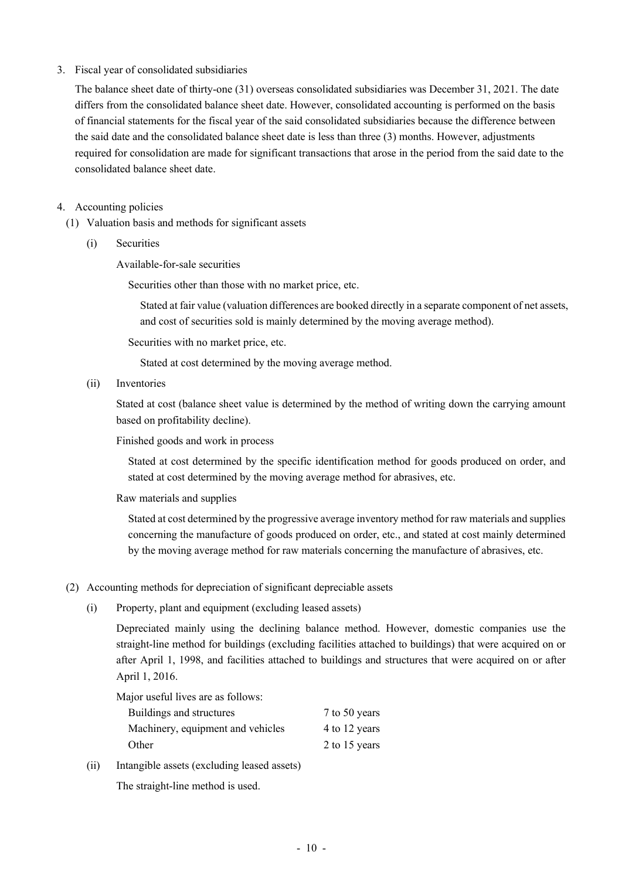3. Fiscal year of consolidated subsidiaries

   The balance sheet date of thirty-one (31) overseas consolidated subsidiaries was December 31, 2021. The date differs from the consolidated balance sheet date. However, consolidated accounting is performed on the basis of financial statements for the fiscal year of the said consolidated subsidiaries because the difference between the said date and the consolidated balance sheet date is less than three (3) months. However, adjustments required for consolidation are made for significant transactions that arose in the period from the said date to the consolidated balance sheet date.

4. Accounting policies

   (1) Valuation basis and methods for significant assets

   (i) Securities

   Available-for-sale securities

   Securities other than those with no market price, etc.

   Stated at fair value (valuation differences are booked directly in a separate component of net assets, and cost of securities sold is mainly determined by the moving average method).

   Securities with no market price, etc.

   Stated at cost determined by the moving average method.

   (ii) Inventories

   Stated at cost (balance sheet value is determined by the method of writing down the carrying amount based on profitability decline).

   Finished goods and work in process

   Stated at cost determined by the specific identification method for goods produced on order, and stated at cost determined by the moving average method for abrasives, etc.

   Raw materials and supplies

   Stated at cost determined by the progressive average inventory method for raw materials and supplies concerning the manufacture of goods produced on order, etc., and stated at cost mainly determined by the moving average method for raw materials concerning the manufacture of abrasives, etc.

   (2) Accounting methods for depreciation of significant depreciable assets

   (i) Property, plant and equipment (excluding leased assets)

   Depreciated mainly using the declining balance method. However, domestic companies use the straight-line method for buildings (excluding facilities attached to buildings) that were acquired on or after April 1, 1998, and facilities attached to buildings and structures that were acquired on or after April 1, 2016.

   Major useful lives are as follows:

   | | |
   |---|---|
   | Buildings and structures | 7 to 50 years |
   | Machinery, equipment and vehicles | 4 to 12 years |
   | Other | 2 to 15 years |

   (ii) Intangible assets (excluding leased assets)

   The straight-line method is used.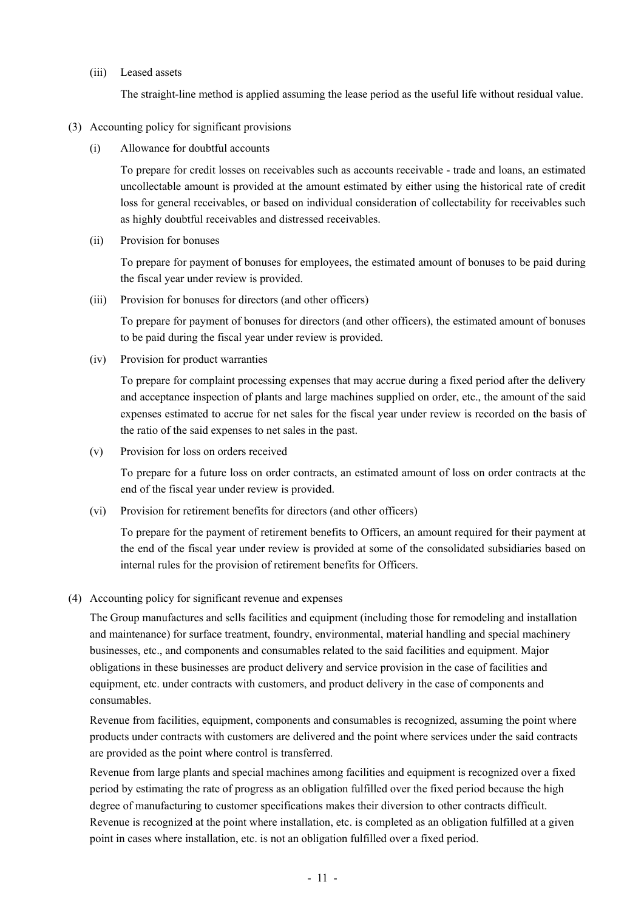(iii) Leased assets

The straight-line method is applied assuming the lease period as the useful life without residual value.

(3) Accounting policy for significant provisions

(i) Allowance for doubtful accounts

To prepare for credit losses on receivables such as accounts receivable - trade and loans, an estimated uncollectable amount is provided at the amount estimated by either using the historical rate of credit loss for general receivables, or based on individual consideration of collectability for receivables such as highly doubtful receivables and distressed receivables.

(ii) Provision for bonuses

To prepare for payment of bonuses for employees, the estimated amount of bonuses to be paid during the fiscal year under review is provided.

(iii) Provision for bonuses for directors (and other officers)

To prepare for payment of bonuses for directors (and other officers), the estimated amount of bonuses to be paid during the fiscal year under review is provided.

(iv) Provision for product warranties

To prepare for complaint processing expenses that may accrue during a fixed period after the delivery and acceptance inspection of plants and large machines supplied on order, etc., the amount of the said expenses estimated to accrue for net sales for the fiscal year under review is recorded on the basis of the ratio of the said expenses to net sales in the past.

(v) Provision for loss on orders received

To prepare for a future loss on order contracts, an estimated amount of loss on order contracts at the end of the fiscal year under review is provided.

(vi) Provision for retirement benefits for directors (and other officers)

To prepare for the payment of retirement benefits to Officers, an amount required for their payment at the end of the fiscal year under review is provided at some of the consolidated subsidiaries based on internal rules for the provision of retirement benefits for Officers.

(4) Accounting policy for significant revenue and expenses

The Group manufactures and sells facilities and equipment (including those for remodeling and installation and maintenance) for surface treatment, foundry, environmental, material handling and special machinery businesses, etc., and components and consumables related to the said facilities and equipment. Major obligations in these businesses are product delivery and service provision in the case of facilities and equipment, etc. under contracts with customers, and product delivery in the case of components and consumables.

Revenue from facilities, equipment, components and consumables is recognized, assuming the point where products under contracts with customers are delivered and the point where services under the said contracts are provided as the point where control is transferred.

Revenue from large plants and special machines among facilities and equipment is recognized over a fixed period by estimating the rate of progress as an obligation fulfilled over the fixed period because the high degree of manufacturing to customer specifications makes their diversion to other contracts difficult. Revenue is recognized at the point where installation, etc. is completed as an obligation fulfilled at a given point in cases where installation, etc. is not an obligation fulfilled over a fixed period.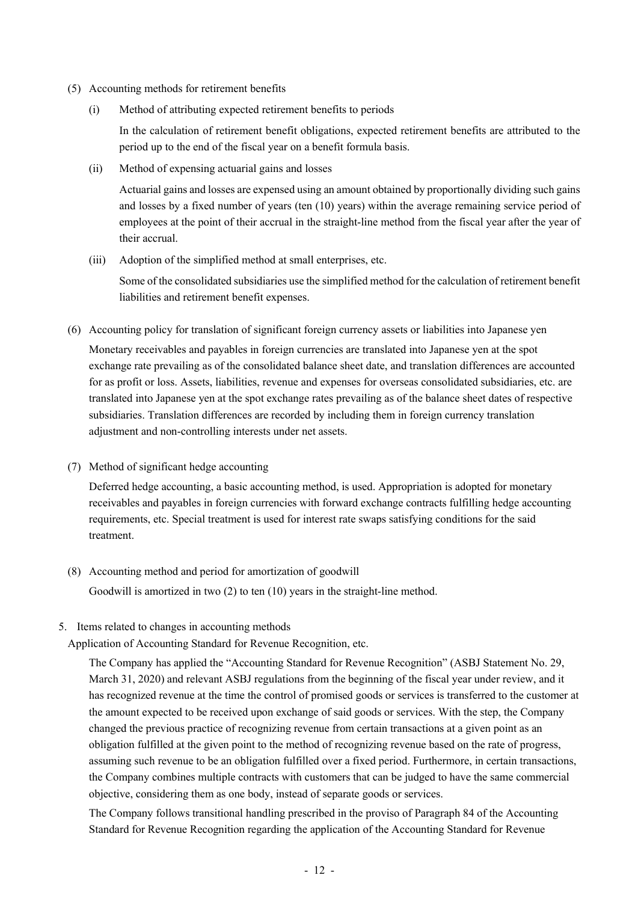(5) Accounting methods for retirement benefits

(i) Method of attributing expected retirement benefits to periods

In the calculation of retirement benefit obligations, expected retirement benefits are attributed to the period up to the end of the fiscal year on a benefit formula basis.

(ii) Method of expensing actuarial gains and losses

Actuarial gains and losses are expensed using an amount obtained by proportionally dividing such gains and losses by a fixed number of years (ten (10) years) within the average remaining service period of employees at the point of their accrual in the straight-line method from the fiscal year after the year of their accrual.

(iii) Adoption of the simplified method at small enterprises, etc.

Some of the consolidated subsidiaries use the simplified method for the calculation of retirement benefit liabilities and retirement benefit expenses.

(6) Accounting policy for translation of significant foreign currency assets or liabilities into Japanese yen

Monetary receivables and payables in foreign currencies are translated into Japanese yen at the spot exchange rate prevailing as of the consolidated balance sheet date, and translation differences are accounted for as profit or loss. Assets, liabilities, revenue and expenses for overseas consolidated subsidiaries, etc. are translated into Japanese yen at the spot exchange rates prevailing as of the balance sheet dates of respective subsidiaries. Translation differences are recorded by including them in foreign currency translation adjustment and non-controlling interests under net assets.

(7) Method of significant hedge accounting

Deferred hedge accounting, a basic accounting method, is used. Appropriation is adopted for monetary receivables and payables in foreign currencies with forward exchange contracts fulfilling hedge accounting requirements, etc. Special treatment is used for interest rate swaps satisfying conditions for the said treatment.

(8) Accounting method and period for amortization of goodwill

Goodwill is amortized in two (2) to ten (10) years in the straight-line method.

5. Items related to changes in accounting methods

Application of Accounting Standard for Revenue Recognition, etc.

The Company has applied the "Accounting Standard for Revenue Recognition" (ASBJ Statement No. 29, March 31, 2020) and relevant ASBJ regulations from the beginning of the fiscal year under review, and it has recognized revenue at the time the control of promised goods or services is transferred to the customer at the amount expected to be received upon exchange of said goods or services. With the step, the Company changed the previous practice of recognizing revenue from certain transactions at a given point as an obligation fulfilled at the given point to the method of recognizing revenue based on the rate of progress, assuming such revenue to be an obligation fulfilled over a fixed period. Furthermore, in certain transactions, the Company combines multiple contracts with customers that can be judged to have the same commercial objective, considering them as one body, instead of separate goods or services.

The Company follows transitional handling prescribed in the proviso of Paragraph 84 of the Accounting Standard for Revenue Recognition regarding the application of the Accounting Standard for Revenue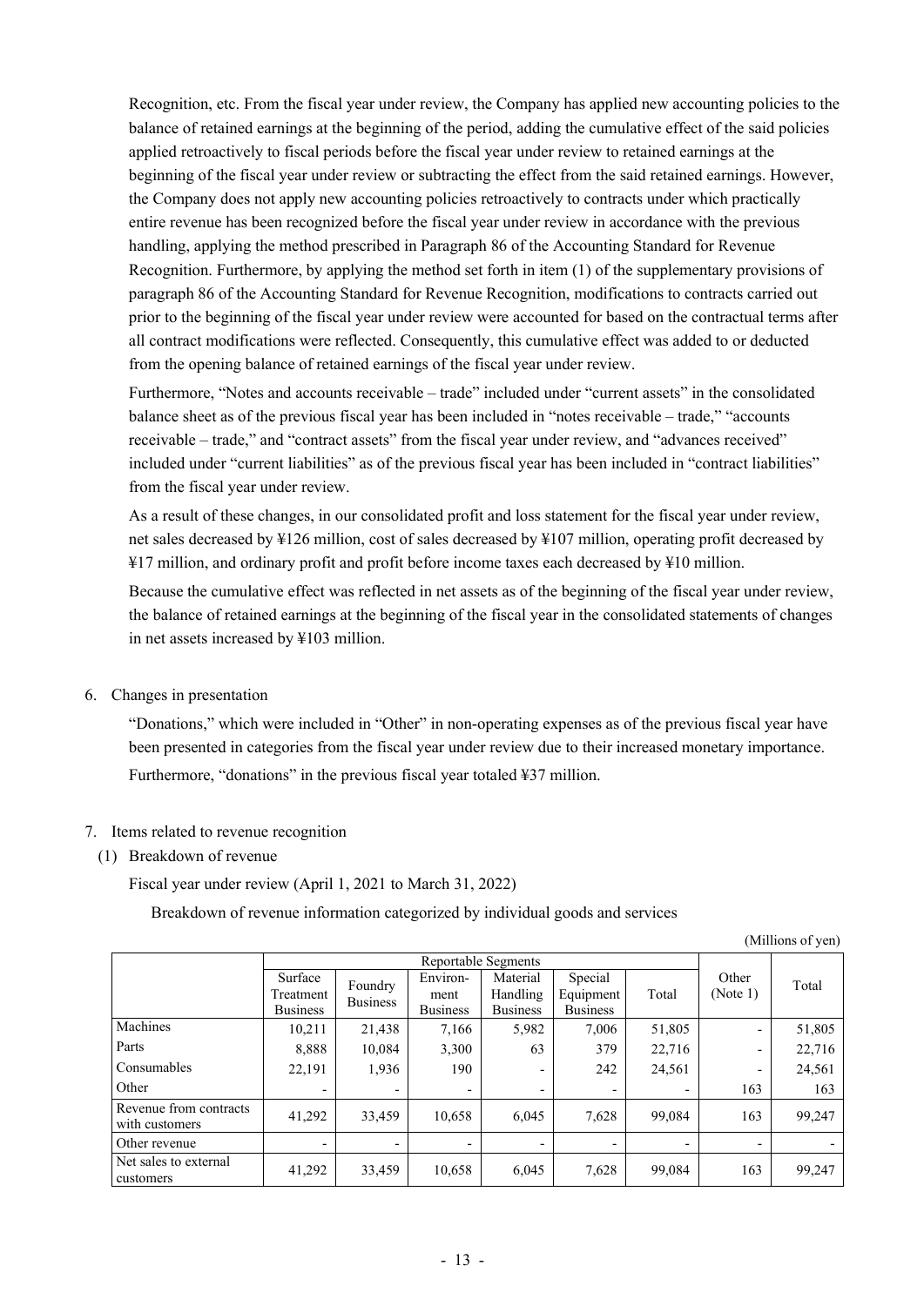Recognition, etc. From the fiscal year under review, the Company has applied new accounting policies to the balance of retained earnings at the beginning of the period, adding the cumulative effect of the said policies applied retroactively to fiscal periods before the fiscal year under review to retained earnings at the beginning of the fiscal year under review or subtracting the effect from the said retained earnings. However, the Company does not apply new accounting policies retroactively to contracts under which practically entire revenue has been recognized before the fiscal year under review in accordance with the previous handling, applying the method prescribed in Paragraph 86 of the Accounting Standard for Revenue Recognition. Furthermore, by applying the method set forth in item (1) of the supplementary provisions of paragraph 86 of the Accounting Standard for Revenue Recognition, modifications to contracts carried out prior to the beginning of the fiscal year under review were accounted for based on the contractual terms after all contract modifications were reflected. Consequently, this cumulative effect was added to or deducted from the opening balance of retained earnings of the fiscal year under review.

Furthermore, "Notes and accounts receivable – trade" included under "current assets" in the consolidated balance sheet as of the previous fiscal year has been included in "notes receivable – trade," "accounts receivable – trade," and "contract assets" from the fiscal year under review, and "advances received" included under "current liabilities" as of the previous fiscal year has been included in "contract liabilities" from the fiscal year under review.

As a result of these changes, in our consolidated profit and loss statement for the fiscal year under review, net sales decreased by ¥126 million, cost of sales decreased by ¥107 million, operating profit decreased by ¥17 million, and ordinary profit and profit before income taxes each decreased by ¥10 million.

Because the cumulative effect was reflected in net assets as of the beginning of the fiscal year under review, the balance of retained earnings at the beginning of the fiscal year in the consolidated statements of changes in net assets increased by ¥103 million.

6. Changes in presentation

"Donations," which were included in "Other" in non-operating expenses as of the previous fiscal year have been presented in categories from the fiscal year under review due to their increased monetary importance. Furthermore, "donations" in the previous fiscal year totaled ¥37 million.

7. Items related to revenue recognition

(1) Breakdown of revenue

Fiscal year under review (April 1, 2021 to March 31, 2022)

Breakdown of revenue information categorized by individual goods and services

(Millions of yen)

| | Reportable Segments | | | | | | Other (Note 1) | Total |
|---|---|---|---|---|---|---|---|---|
| | Surface Treatment Business | Foundry Business | Environ-ment Business | Material Handling Business | Special Equipment Business | Total | | |
| Machines | 10,211 | 21,438 | 7,166 | 5,982 | 7,006 | 51,805 | - | 51,805 |
| Parts | 8,888 | 10,084 | 3,300 | 63 | 379 | 22,716 | - | 22,716 |
| Consumables | 22,191 | 1,936 | 190 | - | 242 | 24,561 | - | 24,561 |
| Other | - | - | - | - | - | - | 163 | 163 |
| Revenue from contracts with customers | 41,292 | 33,459 | 10,658 | 6,045 | 7,628 | 99,084 | 163 | 99,247 |
| Other revenue | - | - | - | - | - | - | - | - |
| Net sales to external customers | 41,292 | 33,459 | 10,658 | 6,045 | 7,628 | 99,084 | 163 | 99,247 |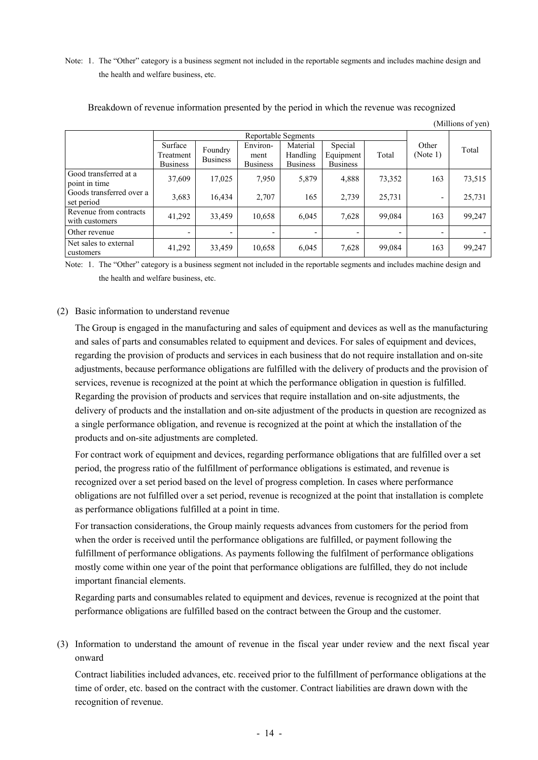Note: 1. The "Other" category is a business segment not included in the reportable segments and includes machine design and the health and welfare business, etc.

Breakdown of revenue information presented by the period in which the revenue was recognized

(Millions of yen)

| | Reportable Segments | | | | | | Other (Note 1) | Total |
|---|---|---|---|---|---|---|---|---|
| | Surface Treatment Business | Foundry Business | Environ-ment Business | Material Handling Business | Special Equipment Business | Total | | |
| Good transferred at a point in time | 37,609 | 17,025 | 7,950 | 5,879 | 4,888 | 73,352 | 163 | 73,515 |
| Goods transferred over a set period | 3,683 | 16,434 | 2,707 | 165 | 2,739 | 25,731 | - | 25,731 |
| Revenue from contracts with customers | 41,292 | 33,459 | 10,658 | 6,045 | 7,628 | 99,084 | 163 | 99,247 |
| Other revenue | - | - | - | - | - | - | - | - |
| Net sales to external customers | 41,292 | 33,459 | 10,658 | 6,045 | 7,628 | 99,084 | 163 | 99,247 |

Note: 1. The "Other" category is a business segment not included in the reportable segments and includes machine design and the health and welfare business, etc.

(2) Basic information to understand revenue

The Group is engaged in the manufacturing and sales of equipment and devices as well as the manufacturing and sales of parts and consumables related to equipment and devices. For sales of equipment and devices, regarding the provision of products and services in each business that do not require installation and on-site adjustments, because performance obligations are fulfilled with the delivery of products and the provision of services, revenue is recognized at the point at which the performance obligation in question is fulfilled. Regarding the provision of products and services that require installation and on-site adjustments, the delivery of products and the installation and on-site adjustment of the products in question are recognized as a single performance obligation, and revenue is recognized at the point at which the installation of the products and on-site adjustments are completed.

For contract work of equipment and devices, regarding performance obligations that are fulfilled over a set period, the progress ratio of the fulfillment of performance obligations is estimated, and revenue is recognized over a set period based on the level of progress completion. In cases where performance obligations are not fulfilled over a set period, revenue is recognized at the point that installation is complete as performance obligations fulfilled at a point in time.

For transaction considerations, the Group mainly requests advances from customers for the period from when the order is received until the performance obligations are fulfilled, or payment following the fulfillment of performance obligations. As payments following the fulfilment of performance obligations mostly come within one year of the point that performance obligations are fulfilled, they do not include important financial elements.

Regarding parts and consumables related to equipment and devices, revenue is recognized at the point that performance obligations are fulfilled based on the contract between the Group and the customer.

(3) Information to understand the amount of revenue in the fiscal year under review and the next fiscal year onward

Contract liabilities included advances, etc. received prior to the fulfillment of performance obligations at the time of order, etc. based on the contract with the customer. Contract liabilities are drawn down with the recognition of revenue.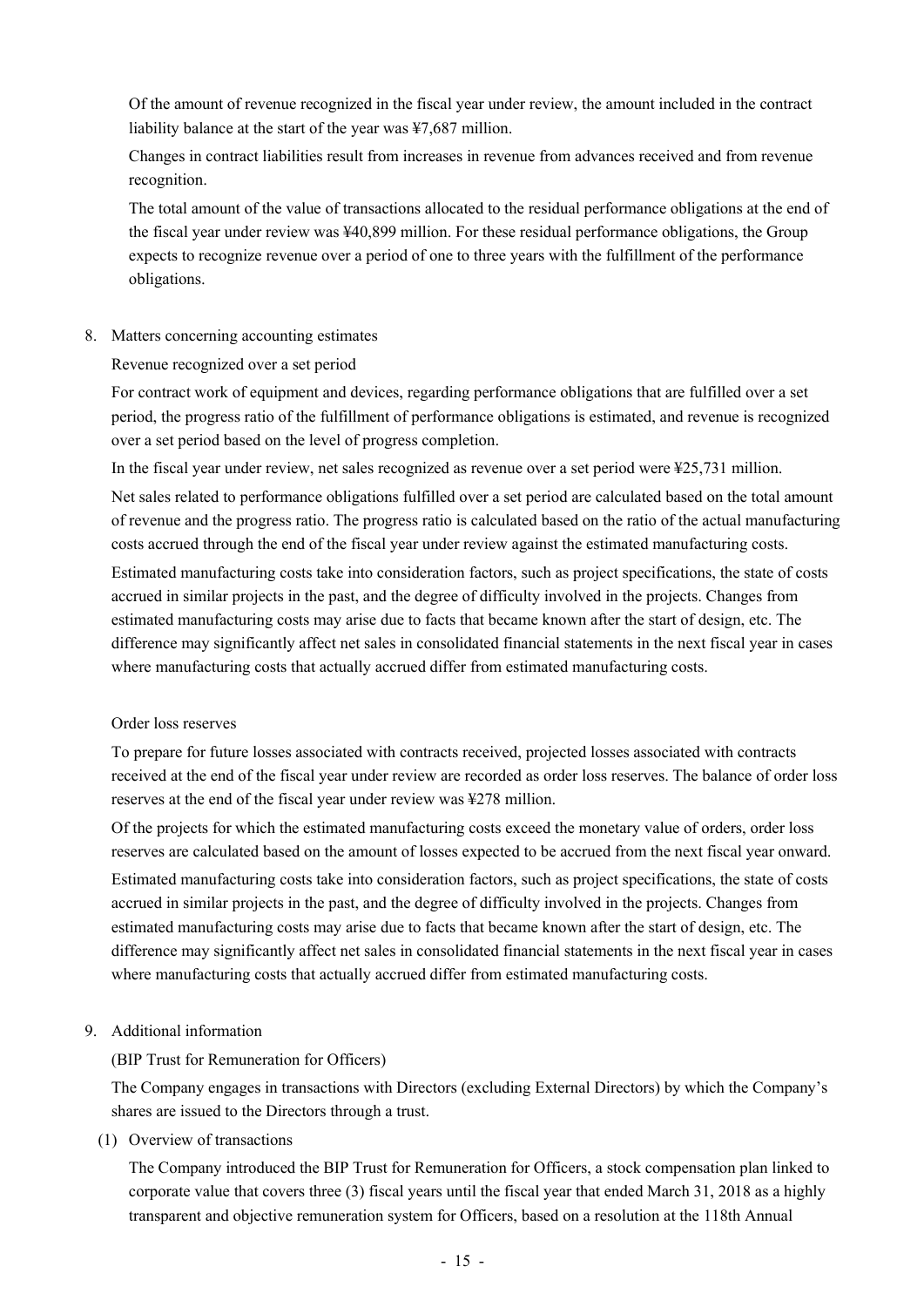Of the amount of revenue recognized in the fiscal year under review, the amount included in the contract liability balance at the start of the year was ¥7,687 million.

Changes in contract liabilities result from increases in revenue from advances received and from revenue recognition.

The total amount of the value of transactions allocated to the residual performance obligations at the end of the fiscal year under review was ¥40,899 million. For these residual performance obligations, the Group expects to recognize revenue over a period of one to three years with the fulfillment of the performance obligations.

8. Matters concerning accounting estimates

Revenue recognized over a set period

For contract work of equipment and devices, regarding performance obligations that are fulfilled over a set period, the progress ratio of the fulfillment of performance obligations is estimated, and revenue is recognized over a set period based on the level of progress completion.

In the fiscal year under review, net sales recognized as revenue over a set period were ¥25,731 million.

Net sales related to performance obligations fulfilled over a set period are calculated based on the total amount of revenue and the progress ratio. The progress ratio is calculated based on the ratio of the actual manufacturing costs accrued through the end of the fiscal year under review against the estimated manufacturing costs.

Estimated manufacturing costs take into consideration factors, such as project specifications, the state of costs accrued in similar projects in the past, and the degree of difficulty involved in the projects. Changes from estimated manufacturing costs may arise due to facts that became known after the start of design, etc. The difference may significantly affect net sales in consolidated financial statements in the next fiscal year in cases where manufacturing costs that actually accrued differ from estimated manufacturing costs.

Order loss reserves

To prepare for future losses associated with contracts received, projected losses associated with contracts received at the end of the fiscal year under review are recorded as order loss reserves. The balance of order loss reserves at the end of the fiscal year under review was ¥278 million.

Of the projects for which the estimated manufacturing costs exceed the monetary value of orders, order loss reserves are calculated based on the amount of losses expected to be accrued from the next fiscal year onward.

Estimated manufacturing costs take into consideration factors, such as project specifications, the state of costs accrued in similar projects in the past, and the degree of difficulty involved in the projects. Changes from estimated manufacturing costs may arise due to facts that became known after the start of design, etc. The difference may significantly affect net sales in consolidated financial statements in the next fiscal year in cases where manufacturing costs that actually accrued differ from estimated manufacturing costs.

9. Additional information

(BIP Trust for Remuneration for Officers)

The Company engages in transactions with Directors (excluding External Directors) by which the Company's shares are issued to the Directors through a trust.

(1) Overview of transactions

The Company introduced the BIP Trust for Remuneration for Officers, a stock compensation plan linked to corporate value that covers three (3) fiscal years until the fiscal year that ended March 31, 2018 as a highly transparent and objective remuneration system for Officers, based on a resolution at the 118th Annual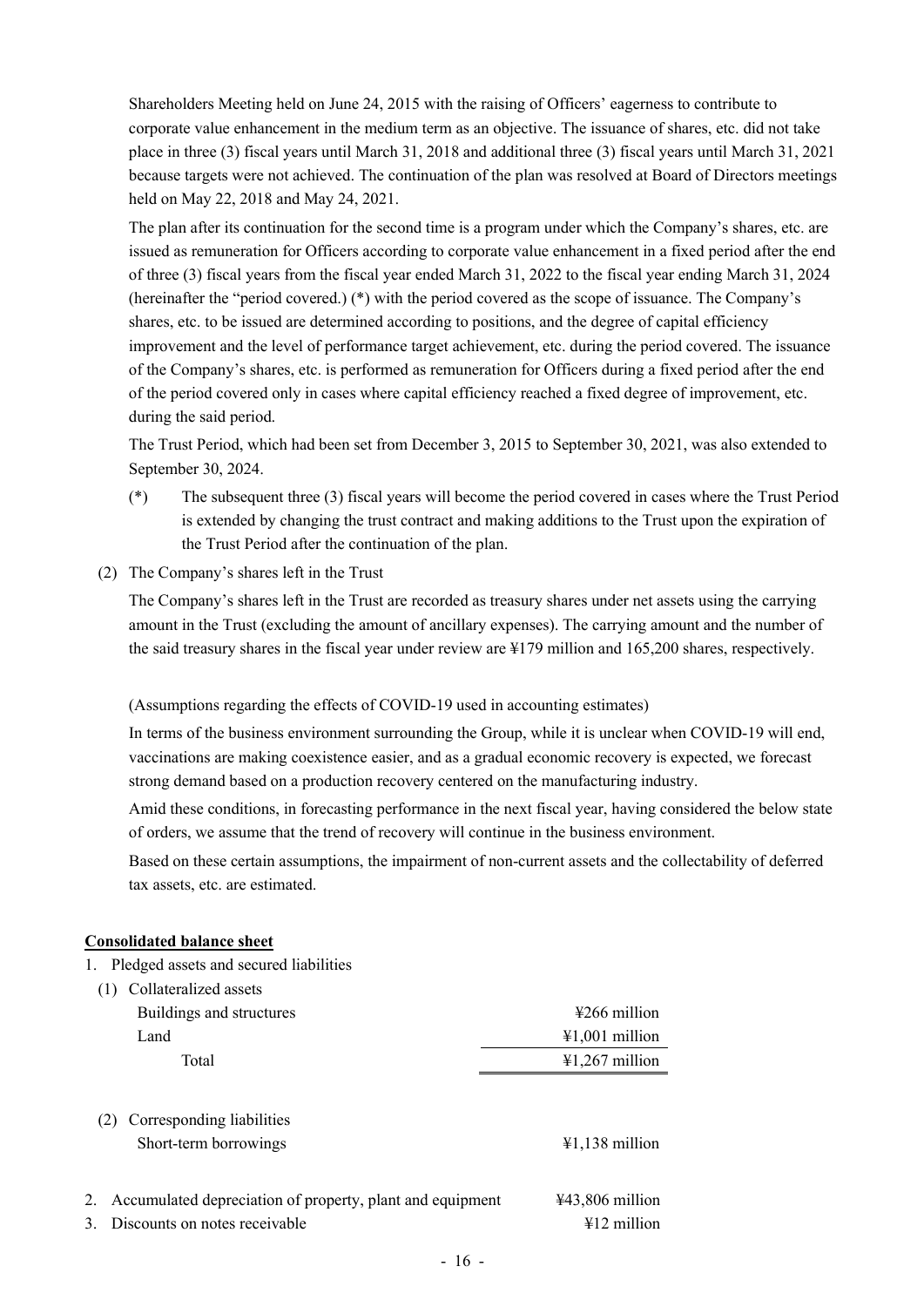Shareholders Meeting held on June 24, 2015 with the raising of Officers' eagerness to contribute to corporate value enhancement in the medium term as an objective. The issuance of shares, etc. did not take place in three (3) fiscal years until March 31, 2018 and additional three (3) fiscal years until March 31, 2021 because targets were not achieved. The continuation of the plan was resolved at Board of Directors meetings held on May 22, 2018 and May 24, 2021.

The plan after its continuation for the second time is a program under which the Company's shares, etc. are issued as remuneration for Officers according to corporate value enhancement in a fixed period after the end of three (3) fiscal years from the fiscal year ended March 31, 2022 to the fiscal year ending March 31, 2024 (hereinafter the "period covered.") (*) with the period covered as the scope of issuance. The Company's shares, etc. to be issued are determined according to positions, and the degree of capital efficiency improvement and the level of performance target achievement, etc. during the period covered. The issuance of the Company's shares, etc. is performed as remuneration for Officers during a fixed period after the end of the period covered only in cases where capital efficiency reached a fixed degree of improvement, etc. during the said period.

The Trust Period, which had been set from December 3, 2015 to September 30, 2021, was also extended to September 30, 2024.

(*) The subsequent three (3) fiscal years will become the period covered in cases where the Trust Period is extended by changing the trust contract and making additions to the Trust upon the expiration of the Trust Period after the continuation of the plan.

(2) The Company's shares left in the Trust

The Company's shares left in the Trust are recorded as treasury shares under net assets using the carrying amount in the Trust (excluding the amount of ancillary expenses). The carrying amount and the number of the said treasury shares in the fiscal year under review are ¥179 million and 165,200 shares, respectively.

(Assumptions regarding the effects of COVID-19 used in accounting estimates)

In terms of the business environment surrounding the Group, while it is unclear when COVID-19 will end, vaccinations are making coexistence easier, and as a gradual economic recovery is expected, we forecast strong demand based on a production recovery centered on the manufacturing industry.

Amid these conditions, in forecasting performance in the next fiscal year, having considered the below state of orders, we assume that the trend of recovery will continue in the business environment.

Based on these certain assumptions, the impairment of non-current assets and the collectability of deferred tax assets, etc. are estimated.

**Consolidated balance sheet**

1. Pledged assets and secured liabilities

(1) Collateralized assets

| | |
|---|---|
| Buildings and structures | ¥266 million |
| Land | ¥1,001 million |
| Total | ¥1,267 million |

(2) Corresponding liabilities

| | |
|---|---|
| Short-term borrowings | ¥1,138 million |

| | |
|---|---|
| 2. Accumulated depreciation of property, plant and equipment | ¥43,806 million |
| 3. Discounts on notes receivable | ¥12 million |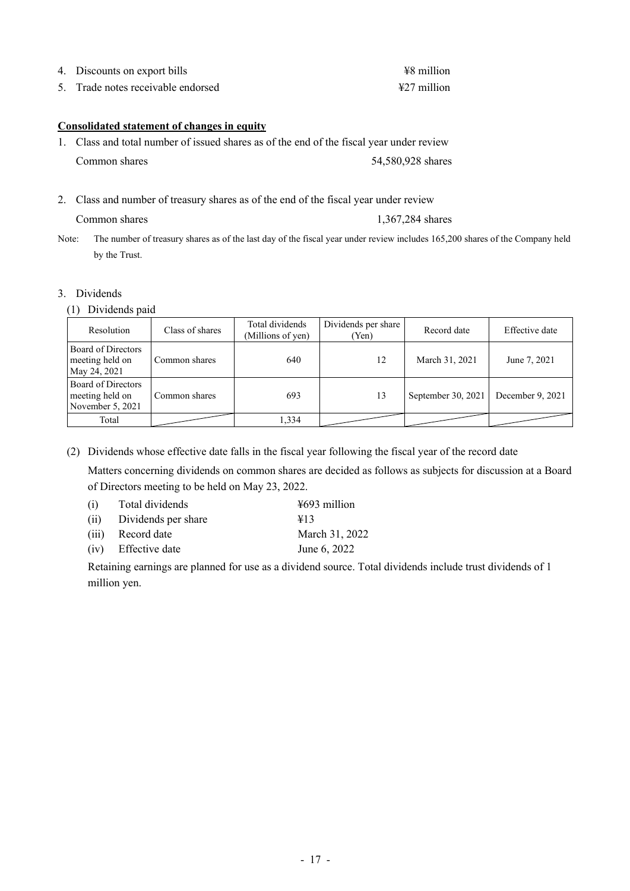4. Discounts on export bills ¥8 million
5. Trade notes receivable endorsed ¥27 million

**Consolidated statement of changes in equity**

1. Class and total number of issued shares as of the end of the fiscal year under review

   Common shares 54,580,928 shares

2. Class and number of treasury shares as of the end of the fiscal year under review

   Common shares 1,367,284 shares

Note: The number of treasury shares as of the last day of the fiscal year under review includes 165,200 shares of the Company held by the Trust.

3. Dividends

(1) Dividends paid

| Resolution | Class of shares | Total dividends (Millions of yen) | Dividends per share (Yen) | Record date | Effective date |
|---|---|---|---|---|---|
| Board of Directors meeting held on May 24, 2021 | Common shares | 640 | 12 | March 31, 2021 | June 7, 2021 |
| Board of Directors meeting held on November 5, 2021 | Common shares | 693 | 13 | September 30, 2021 | December 9, 2021 |
| Total | | 1,334 | | | |

(2) Dividends whose effective date falls in the fiscal year following the fiscal year of the record date

Matters concerning dividends on common shares are decided as follows as subjects for discussion at a Board of Directors meeting to be held on May 23, 2022.

(i) Total dividends ¥693 million
(ii) Dividends per share ¥13
(iii) Record date March 31, 2022
(iv) Effective date June 6, 2022

Retaining earnings are planned for use as a dividend source. Total dividends include trust dividends of 1 million yen.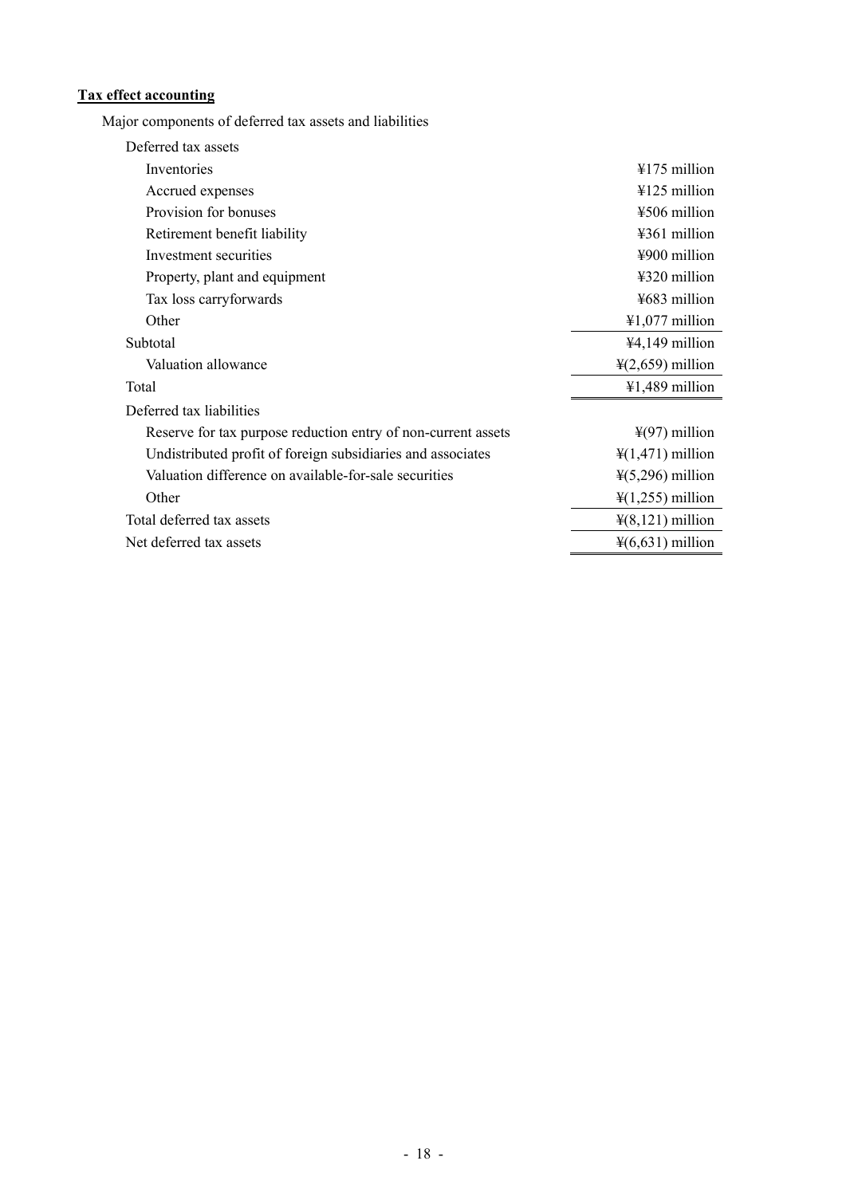**Tax effect accounting**

Major components of deferred tax assets and liabilities

| | |
|---|---|
| Deferred tax assets | |
| Inventories | ¥175 million |
| Accrued expenses | ¥125 million |
| Provision for bonuses | ¥506 million |
| Retirement benefit liability | ¥361 million |
| Investment securities | ¥900 million |
| Property, plant and equipment | ¥320 million |
| Tax loss carryforwards | ¥683 million |
| Other | ¥1,077 million |
| Subtotal | ¥4,149 million |
| Valuation allowance | ¥(2,659) million |
| Total | ¥1,489 million |
| Deferred tax liabilities | |
| Reserve for tax purpose reduction entry of non-current assets | ¥(97) million |
| Undistributed profit of foreign subsidiaries and associates | ¥(1,471) million |
| Valuation difference on available-for-sale securities | ¥(5,296) million |
| Other | ¥(1,255) million |
| Total deferred tax assets | ¥(8,121) million |
| Net deferred tax assets | ¥(6,631) million |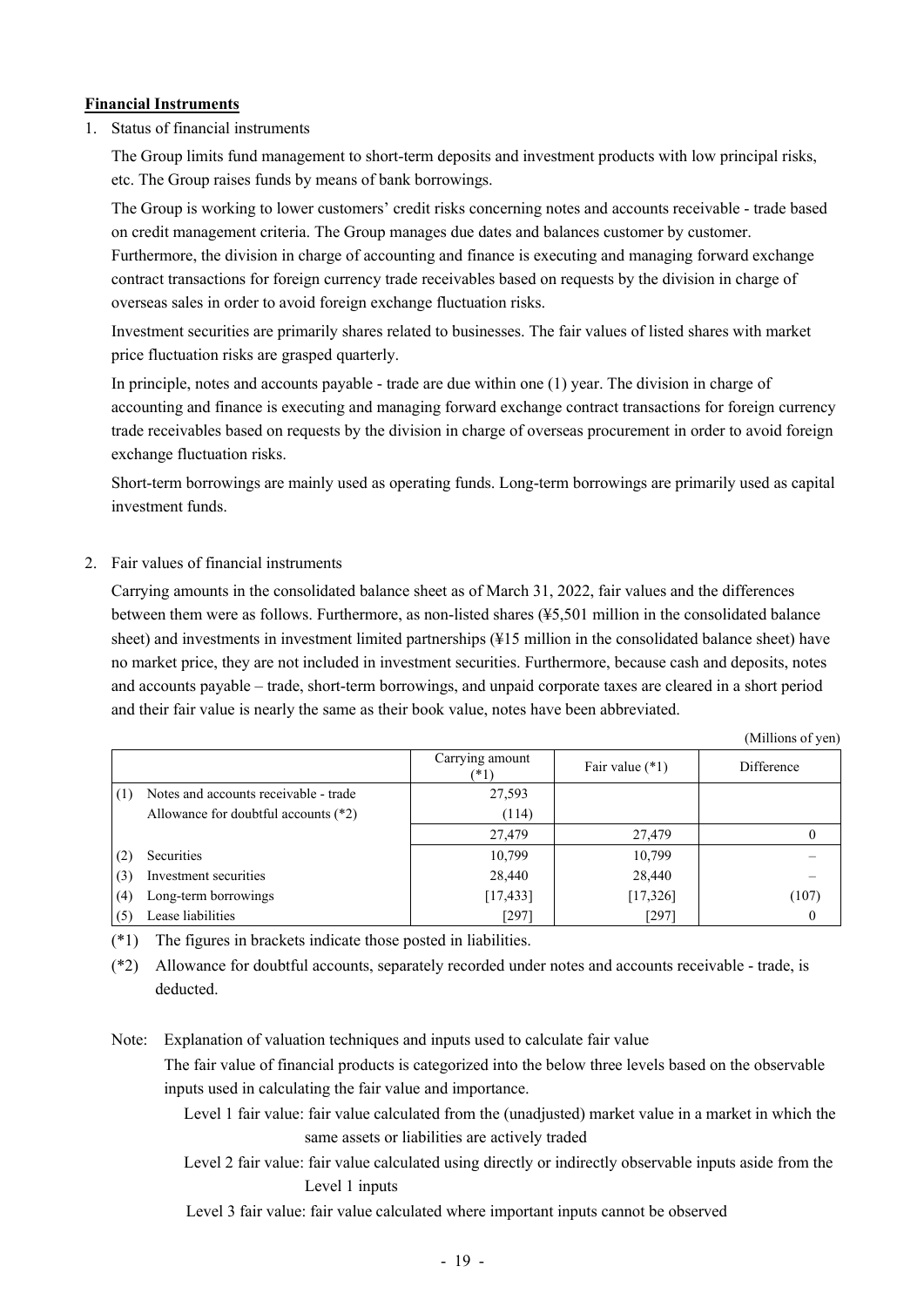**Financial Instruments**

1. Status of financial instruments

   The Group limits fund management to short-term deposits and investment products with low principal risks, etc. The Group raises funds by means of bank borrowings.

   The Group is working to lower customers' credit risks concerning notes and accounts receivable - trade based on credit management criteria. The Group manages due dates and balances customer by customer. Furthermore, the division in charge of accounting and finance is executing and managing forward exchange contract transactions for foreign currency trade receivables based on requests by the division in charge of overseas sales in order to avoid foreign exchange fluctuation risks.

   Investment securities are primarily shares related to businesses. The fair values of listed shares with market price fluctuation risks are grasped quarterly.

   In principle, notes and accounts payable - trade are due within one (1) year. The division in charge of accounting and finance is executing and managing forward exchange contract transactions for foreign currency trade receivables based on requests by the division in charge of overseas procurement in order to avoid foreign exchange fluctuation risks.

   Short-term borrowings are mainly used as operating funds. Long-term borrowings are primarily used as capital investment funds.

2. Fair values of financial instruments

   Carrying amounts in the consolidated balance sheet as of March 31, 2022, fair values and the differences between them were as follows. Furthermore, as non-listed shares (¥5,501 million in the consolidated balance sheet) and investments in investment limited partnerships (¥15 million in the consolidated balance sheet) have no market price, they are not included in investment securities. Furthermore, because cash and deposits, notes and accounts payable – trade, short-term borrowings, and unpaid corporate taxes are cleared in a short period and their fair value is nearly the same as their book value, notes have been abbreviated.

(Millions of yen)

| | | Carrying amount (*1) | Fair value (*1) | Difference |
|---|---|---|---|---|
| (1) | Notes and accounts receivable - trade | 27,593 | | |
| | Allowance for doubtful accounts (*2) | (114) | | |
| | | 27,479 | 27,479 | 0 |
| (2) | Securities | 10,799 | 10,799 | – |
| (3) | Investment securities | 28,440 | 28,440 | – |
| (4) | Long-term borrowings | [17,433] | [17,326] | (107) |
| (5) | Lease liabilities | [297] | [297] | 0 |

(*1) The figures in brackets indicate those posted in liabilities.

(*2) Allowance for doubtful accounts, separately recorded under notes and accounts receivable - trade, is deducted.

Note: Explanation of valuation techniques and inputs used to calculate fair value

The fair value of financial products is categorized into the below three levels based on the observable inputs used in calculating the fair value and importance.

Level 1 fair value: fair value calculated from the (unadjusted) market value in a market in which the same assets or liabilities are actively traded

Level 2 fair value: fair value calculated using directly or indirectly observable inputs aside from the Level 1 inputs

Level 3 fair value: fair value calculated where important inputs cannot be observed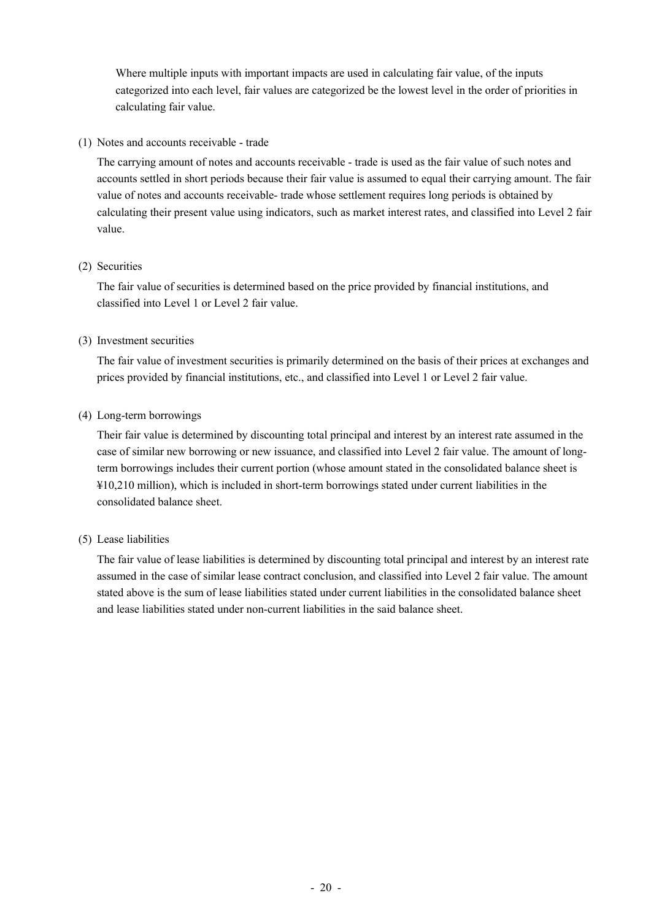Where multiple inputs with important impacts are used in calculating fair value, of the inputs categorized into each level, fair values are categorized be the lowest level in the order of priorities in calculating fair value.

(1) Notes and accounts receivable - trade

The carrying amount of notes and accounts receivable - trade is used as the fair value of such notes and accounts settled in short periods because their fair value is assumed to equal their carrying amount. The fair value of notes and accounts receivable- trade whose settlement requires long periods is obtained by calculating their present value using indicators, such as market interest rates, and classified into Level 2 fair value.

(2) Securities

The fair value of securities is determined based on the price provided by financial institutions, and classified into Level 1 or Level 2 fair value.

(3) Investment securities

The fair value of investment securities is primarily determined on the basis of their prices at exchanges and prices provided by financial institutions, etc., and classified into Level 1 or Level 2 fair value.

(4) Long-term borrowings

Their fair value is determined by discounting total principal and interest by an interest rate assumed in the case of similar new borrowing or new issuance, and classified into Level 2 fair value. The amount of long-term borrowings includes their current portion (whose amount stated in the consolidated balance sheet is ¥10,210 million), which is included in short-term borrowings stated under current liabilities in the consolidated balance sheet.

(5) Lease liabilities

The fair value of lease liabilities is determined by discounting total principal and interest by an interest rate assumed in the case of similar lease contract conclusion, and classified into Level 2 fair value. The amount stated above is the sum of lease liabilities stated under current liabilities in the consolidated balance sheet and lease liabilities stated under non-current liabilities in the said balance sheet.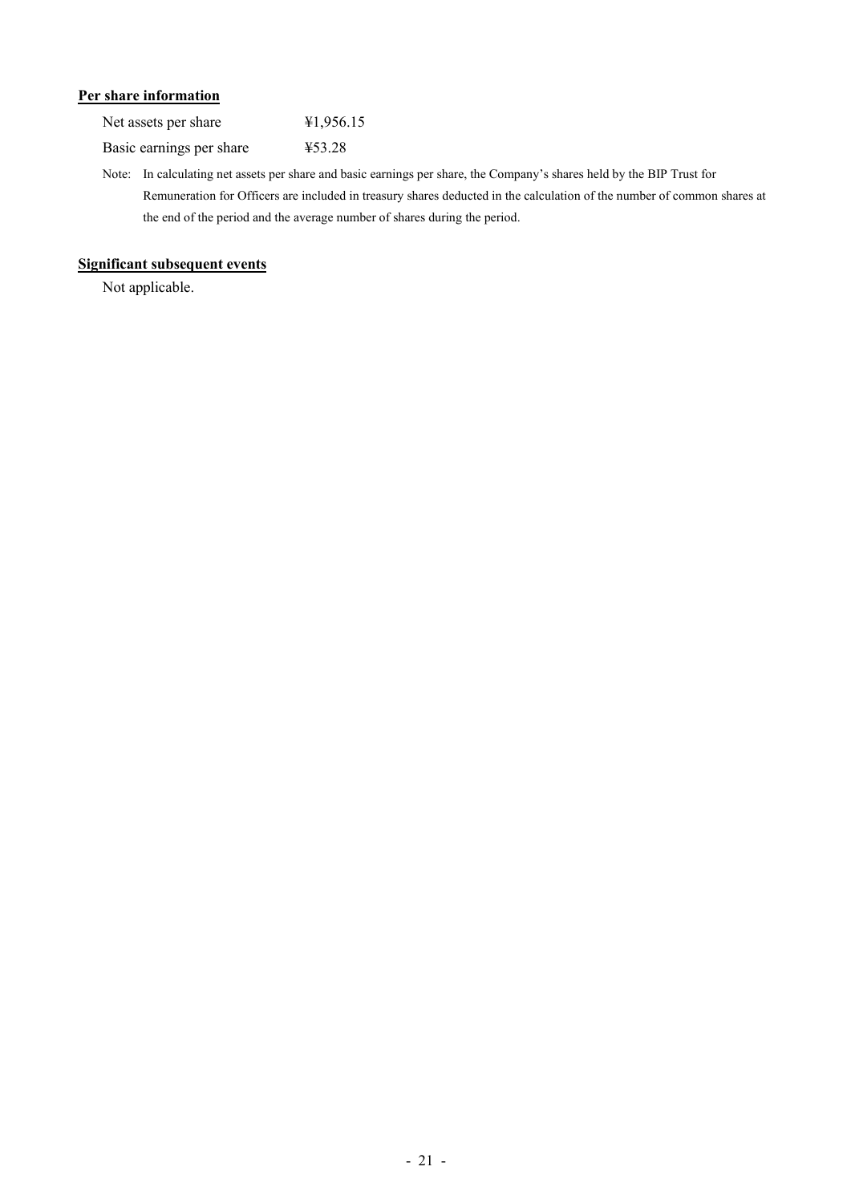**Per share information**

| Net assets per share | ¥1,956.15 |
| --- | --- |
| Basic earnings per share | ¥53.28 |

Note: In calculating net assets per share and basic earnings per share, the Company's shares held by the BIP Trust for Remuneration for Officers are included in treasury shares deducted in the calculation of the number of common shares at the end of the period and the average number of shares during the period.

**Significant subsequent events**

Not applicable.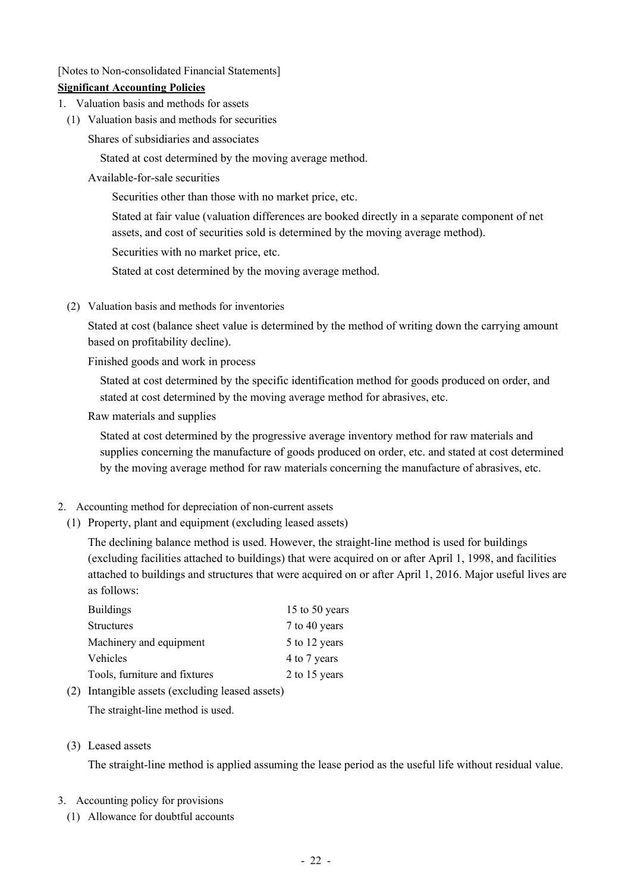[Notes to Non-consolidated Financial Statements]

**Significant Accounting Policies**

1. Valuation basis and methods for assets

   (1) Valuation basis and methods for securities

   Shares of subsidiaries and associates

   Stated at cost determined by the moving average method.

   Available-for-sale securities

   Securities other than those with no market price, etc.

   Stated at fair value (valuation differences are booked directly in a separate component of net assets, and cost of securities sold is determined by the moving average method).

   Securities with no market price, etc.

   Stated at cost determined by the moving average method.

   (2) Valuation basis and methods for inventories

   Stated at cost (balance sheet value is determined by the method of writing down the carrying amount based on profitability decline).

   Finished goods and work in process

   Stated at cost determined by the specific identification method for goods produced on order, and stated at cost determined by the moving average method for abrasives, etc.

   Raw materials and supplies

   Stated at cost determined by the progressive average inventory method for raw materials and supplies concerning the manufacture of goods produced on order, etc. and stated at cost determined by the moving average method for raw materials concerning the manufacture of abrasives, etc.

2. Accounting method for depreciation of non-current assets

   (1) Property, plant and equipment (excluding leased assets)

   The declining balance method is used. However, the straight-line method is used for buildings (excluding facilities attached to buildings) that were acquired on or after April 1, 1998, and facilities attached to buildings and structures that were acquired on or after April 1, 2016. Major useful lives are as follows:

| | |
|---|---|
| Buildings | 15 to 50 years |
| Structures | 7 to 40 years |
| Machinery and equipment | 5 to 12 years |
| Vehicles | 4 to 7 years |
| Tools, furniture and fixtures | 2 to 15 years |

   (2) Intangible assets (excluding leased assets)

   The straight-line method is used.

   (3) Leased assets

   The straight-line method is applied assuming the lease period as the useful life without residual value.

3. Accounting policy for provisions

   (1) Allowance for doubtful accounts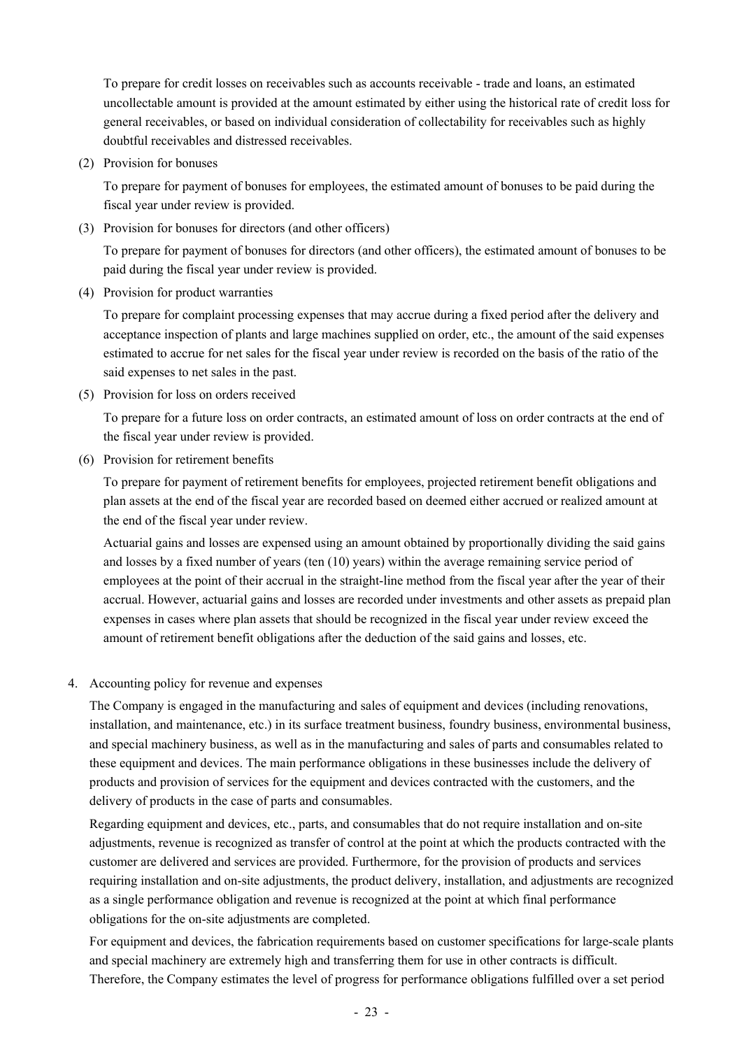To prepare for credit losses on receivables such as accounts receivable - trade and loans, an estimated uncollectable amount is provided at the amount estimated by either using the historical rate of credit loss for general receivables, or based on individual consideration of collectability for receivables such as highly doubtful receivables and distressed receivables.

(2) Provision for bonuses

To prepare for payment of bonuses for employees, the estimated amount of bonuses to be paid during the fiscal year under review is provided.

(3) Provision for bonuses for directors (and other officers)

To prepare for payment of bonuses for directors (and other officers), the estimated amount of bonuses to be paid during the fiscal year under review is provided.

(4) Provision for product warranties

To prepare for complaint processing expenses that may accrue during a fixed period after the delivery and acceptance inspection of plants and large machines supplied on order, etc., the amount of the said expenses estimated to accrue for net sales for the fiscal year under review is recorded on the basis of the ratio of the said expenses to net sales in the past.

(5) Provision for loss on orders received

To prepare for a future loss on order contracts, an estimated amount of loss on order contracts at the end of the fiscal year under review is provided.

(6) Provision for retirement benefits

To prepare for payment of retirement benefits for employees, projected retirement benefit obligations and plan assets at the end of the fiscal year are recorded based on deemed either accrued or realized amount at the end of the fiscal year under review.

Actuarial gains and losses are expensed using an amount obtained by proportionally dividing the said gains and losses by a fixed number of years (ten (10) years) within the average remaining service period of employees at the point of their accrual in the straight-line method from the fiscal year after the year of their accrual. However, actuarial gains and losses are recorded under investments and other assets as prepaid plan expenses in cases where plan assets that should be recognized in the fiscal year under review exceed the amount of retirement benefit obligations after the deduction of the said gains and losses, etc.

4. Accounting policy for revenue and expenses

The Company is engaged in the manufacturing and sales of equipment and devices (including renovations, installation, and maintenance, etc.) in its surface treatment business, foundry business, environmental business, and special machinery business, as well as in the manufacturing and sales of parts and consumables related to these equipment and devices. The main performance obligations in these businesses include the delivery of products and provision of services for the equipment and devices contracted with the customers, and the delivery of products in the case of parts and consumables.

Regarding equipment and devices, etc., parts, and consumables that do not require installation and on-site adjustments, revenue is recognized as transfer of control at the point at which the products contracted with the customer are delivered and services are provided. Furthermore, for the provision of products and services requiring installation and on-site adjustments, the product delivery, installation, and adjustments are recognized as a single performance obligation and revenue is recognized at the point at which final performance obligations for the on-site adjustments are completed.

For equipment and devices, the fabrication requirements based on customer specifications for large-scale plants and special machinery are extremely high and transferring them for use in other contracts is difficult. Therefore, the Company estimates the level of progress for performance obligations fulfilled over a set period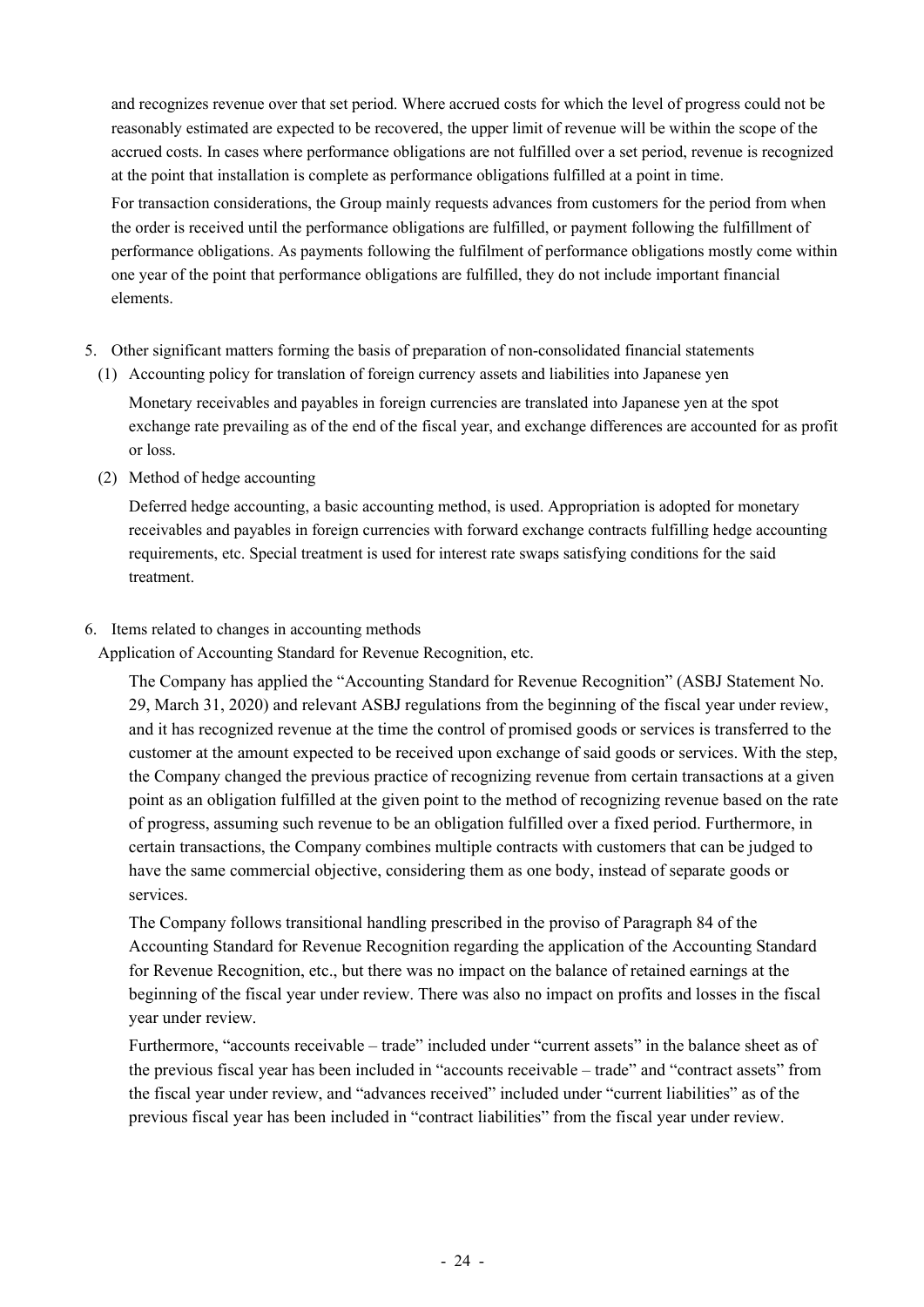and recognizes revenue over that set period. Where accrued costs for which the level of progress could not be reasonably estimated are expected to be recovered, the upper limit of revenue will be within the scope of the accrued costs. In cases where performance obligations are not fulfilled over a set period, revenue is recognized at the point that installation is complete as performance obligations fulfilled at a point in time.

For transaction considerations, the Group mainly requests advances from customers for the period from when the order is received until the performance obligations are fulfilled, or payment following the fulfillment of performance obligations. As payments following the fulfilment of performance obligations mostly come within one year of the point that performance obligations are fulfilled, they do not include important financial elements.

5. Other significant matters forming the basis of preparation of non-consolidated financial statements
   (1) Accounting policy for translation of foreign currency assets and liabilities into Japanese yen

   Monetary receivables and payables in foreign currencies are translated into Japanese yen at the spot exchange rate prevailing as of the end of the fiscal year, and exchange differences are accounted for as profit or loss.

   (2) Method of hedge accounting

   Deferred hedge accounting, a basic accounting method, is used. Appropriation is adopted for monetary receivables and payables in foreign currencies with forward exchange contracts fulfilling hedge accounting requirements, etc. Special treatment is used for interest rate swaps satisfying conditions for the said treatment.

6. Items related to changes in accounting methods

Application of Accounting Standard for Revenue Recognition, etc.

The Company has applied the "Accounting Standard for Revenue Recognition" (ASBJ Statement No. 29, March 31, 2020) and relevant ASBJ regulations from the beginning of the fiscal year under review, and it has recognized revenue at the time the control of promised goods or services is transferred to the customer at the amount expected to be received upon exchange of said goods or services. With the step, the Company changed the previous practice of recognizing revenue from certain transactions at a given point as an obligation fulfilled at the given point to the method of recognizing revenue based on the rate of progress, assuming such revenue to be an obligation fulfilled over a fixed period. Furthermore, in certain transactions, the Company combines multiple contracts with customers that can be judged to have the same commercial objective, considering them as one body, instead of separate goods or services.

The Company follows transitional handling prescribed in the proviso of Paragraph 84 of the Accounting Standard for Revenue Recognition regarding the application of the Accounting Standard for Revenue Recognition, etc., but there was no impact on the balance of retained earnings at the beginning of the fiscal year under review. There was also no impact on profits and losses in the fiscal year under review.

Furthermore, "accounts receivable – trade" included under "current assets" in the balance sheet as of the previous fiscal year has been included in "accounts receivable – trade" and "contract assets" from the fiscal year under review, and "advances received" included under "current liabilities" as of the previous fiscal year has been included in "contract liabilities" from the fiscal year under review.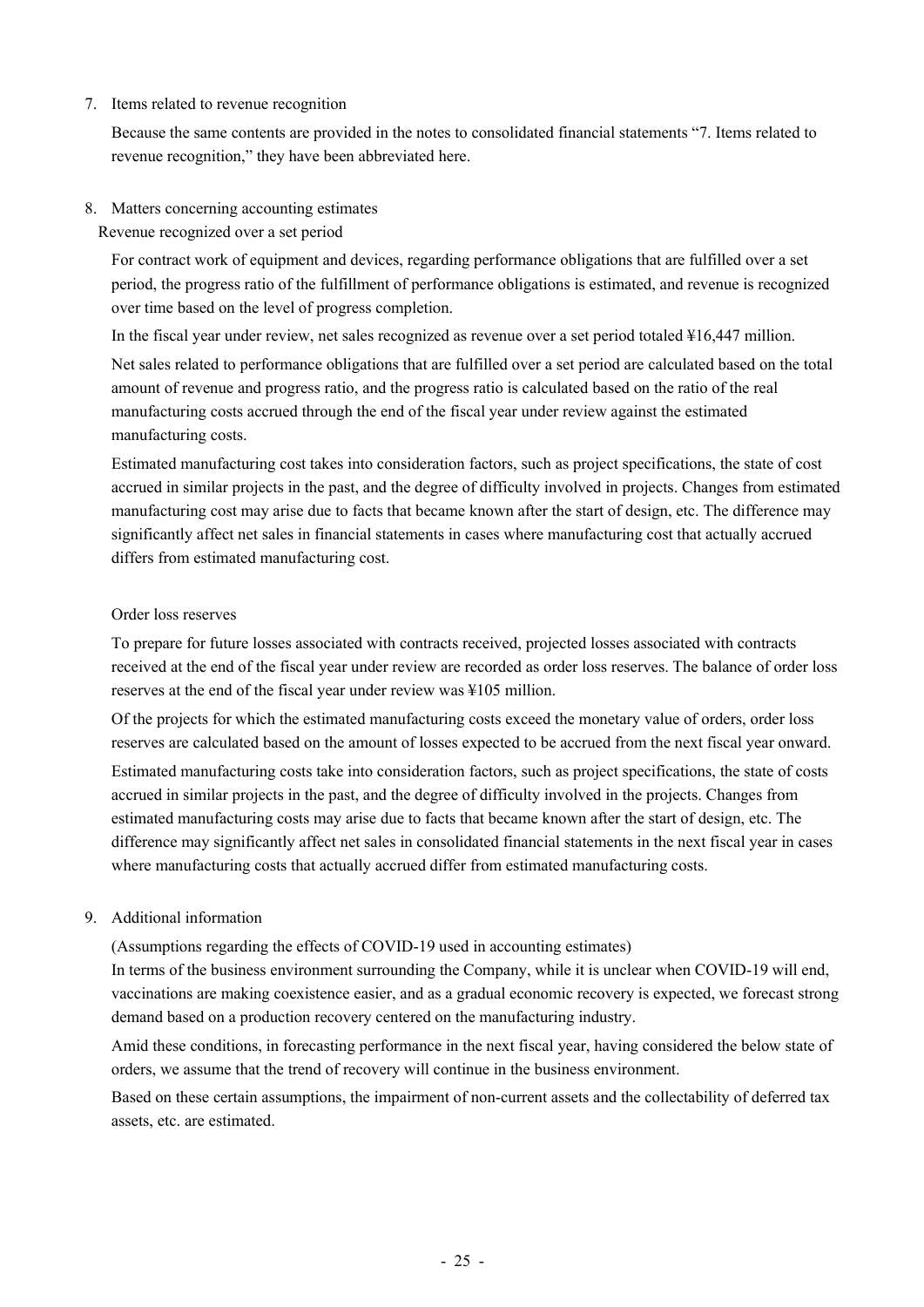7. Items related to revenue recognition

   Because the same contents are provided in the notes to consolidated financial statements "7. Items related to revenue recognition," they have been abbreviated here.

8. Matters concerning accounting estimates

   Revenue recognized over a set period

   For contract work of equipment and devices, regarding performance obligations that are fulfilled over a set period, the progress ratio of the fulfillment of performance obligations is estimated, and revenue is recognized over time based on the level of progress completion.

   In the fiscal year under review, net sales recognized as revenue over a set period totaled ¥16,447 million.

   Net sales related to performance obligations that are fulfilled over a set period are calculated based on the total amount of revenue and progress ratio, and the progress ratio is calculated based on the ratio of the real manufacturing costs accrued through the end of the fiscal year under review against the estimated manufacturing costs.

   Estimated manufacturing cost takes into consideration factors, such as project specifications, the state of cost accrued in similar projects in the past, and the degree of difficulty involved in projects. Changes from estimated manufacturing cost may arise due to facts that became known after the start of design, etc. The difference may significantly affect net sales in financial statements in cases where manufacturing cost that actually accrued differs from estimated manufacturing cost.

   Order loss reserves

   To prepare for future losses associated with contracts received, projected losses associated with contracts received at the end of the fiscal year under review are recorded as order loss reserves. The balance of order loss reserves at the end of the fiscal year under review was ¥105 million.

   Of the projects for which the estimated manufacturing costs exceed the monetary value of orders, order loss reserves are calculated based on the amount of losses expected to be accrued from the next fiscal year onward.

   Estimated manufacturing costs take into consideration factors, such as project specifications, the state of costs accrued in similar projects in the past, and the degree of difficulty involved in the projects. Changes from estimated manufacturing costs may arise due to facts that became known after the start of design, etc. The difference may significantly affect net sales in consolidated financial statements in the next fiscal year in cases where manufacturing costs that actually accrued differ from estimated manufacturing costs.

9. Additional information

   (Assumptions regarding the effects of COVID-19 used in accounting estimates)

   In terms of the business environment surrounding the Company, while it is unclear when COVID-19 will end, vaccinations are making coexistence easier, and as a gradual economic recovery is expected, we forecast strong demand based on a production recovery centered on the manufacturing industry.

   Amid these conditions, in forecasting performance in the next fiscal year, having considered the below state of orders, we assume that the trend of recovery will continue in the business environment.

   Based on these certain assumptions, the impairment of non-current assets and the collectability of deferred tax assets, etc. are estimated.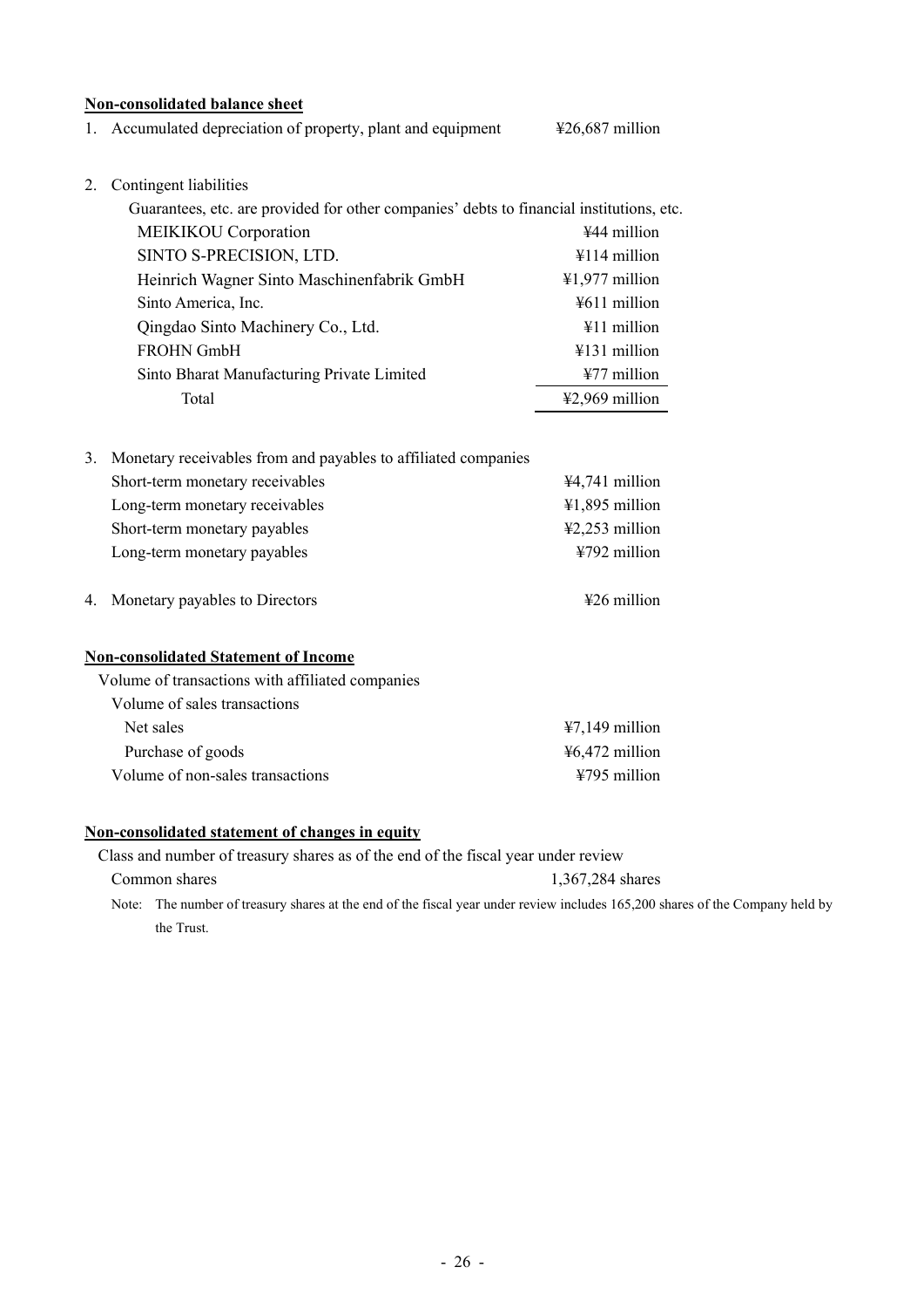**Non-consolidated balance sheet**

1. Accumulated depreciation of property, plant and equipment ¥26,687 million

2. Contingent liabilities

Guarantees, etc. are provided for other companies' debts to financial institutions, etc.

| | |
|---|---|
| MEIKIKOU Corporation | ¥44 million |
| SINTO S-PRECISION, LTD. | ¥114 million |
| Heinrich Wagner Sinto Maschinenfabrik GmbH | ¥1,977 million |
| Sinto America, Inc. | ¥611 million |
| Qingdao Sinto Machinery Co., Ltd. | ¥11 million |
| FROHN GmbH | ¥131 million |
| Sinto Bharat Manufacturing Private Limited | ¥77 million |
| Total | ¥2,969 million |

3. Monetary receivables from and payables to affiliated companies

| | |
|---|---|
| Short-term monetary receivables | ¥4,741 million |
| Long-term monetary receivables | ¥1,895 million |
| Short-term monetary payables | ¥2,253 million |
| Long-term monetary payables | ¥792 million |

4. Monetary payables to Directors ¥26 million

**Non-consolidated Statement of Income**

Volume of transactions with affiliated companies

| | |
|---|---|
| Volume of sales transactions | |
| Net sales | ¥7,149 million |
| Purchase of goods | ¥6,472 million |
| Volume of non-sales transactions | ¥795 million |

**Non-consolidated statement of changes in equity**

Class and number of treasury shares as of the end of the fiscal year under review

Common shares 1,367,284 shares

Note: The number of treasury shares at the end of the fiscal year under review includes 165,200 shares of the Company held by the Trust.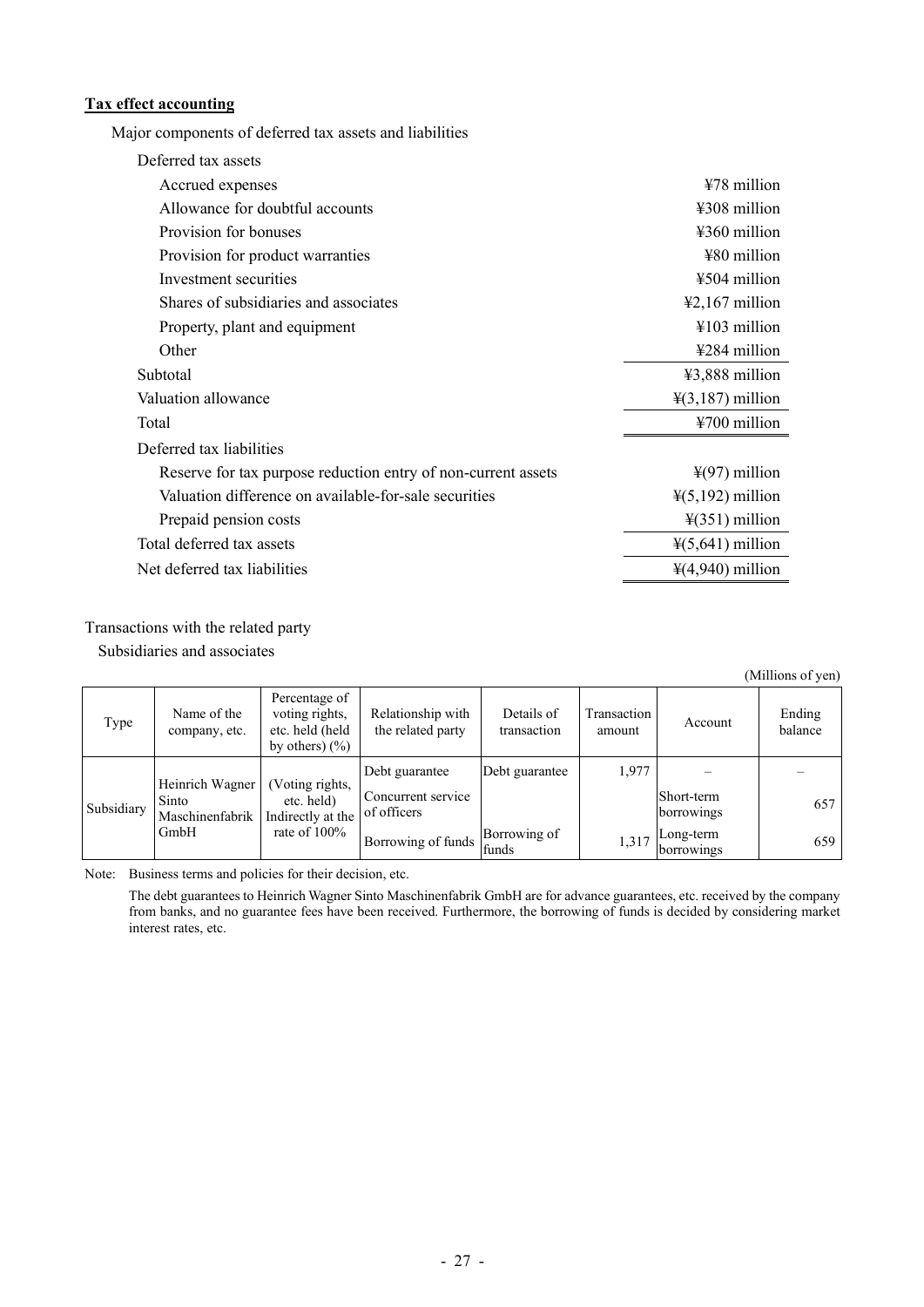**Tax effect accounting**

Major components of deferred tax assets and liabilities

| | |
|---|---|
| Deferred tax assets | |
| Accrued expenses | ¥78 million |
| Allowance for doubtful accounts | ¥308 million |
| Provision for bonuses | ¥360 million |
| Provision for product warranties | ¥80 million |
| Investment securities | ¥504 million |
| Shares of subsidiaries and associates | ¥2,167 million |
| Property, plant and equipment | ¥103 million |
| Other | ¥284 million |
| Subtotal | ¥3,888 million |
| Valuation allowance | ¥(3,187) million |
| Total | ¥700 million |
| Deferred tax liabilities | |
| Reserve for tax purpose reduction entry of non-current assets | ¥(97) million |
| Valuation difference on available-for-sale securities | ¥(5,192) million |
| Prepaid pension costs | ¥(351) million |
| Total deferred tax assets | ¥(5,641) million |
| Net deferred tax liabilities | ¥(4,940) million |

Transactions with the related party

Subsidiaries and associates

(Millions of yen)

| Type | Name of the company, etc. | Percentage of voting rights, etc. held (held by others) (%) | Relationship with the related party | Details of transaction | Transaction amount | Account | Ending balance |
|---|---|---|---|---|---|---|---|
| Subsidiary | Heinrich Wagner Sinto Maschinenfabrik GmbH | (Voting rights, etc. held) Indirectly at the rate of 100% | Debt guarantee | Debt guarantee | 1,977 | – | – |
| | | | Concurrent service of officers | | | Short-term borrowings | 657 |
| | | | Borrowing of funds | Borrowing of funds | 1,317 | Long-term borrowings | 659 |

Note: Business terms and policies for their decision, etc.

The debt guarantees to Heinrich Wagner Sinto Maschinenfabrik GmbH are for advance guarantees, etc. received by the company from banks, and no guarantee fees have been received. Furthermore, the borrowing of funds is decided by considering market interest rates, etc.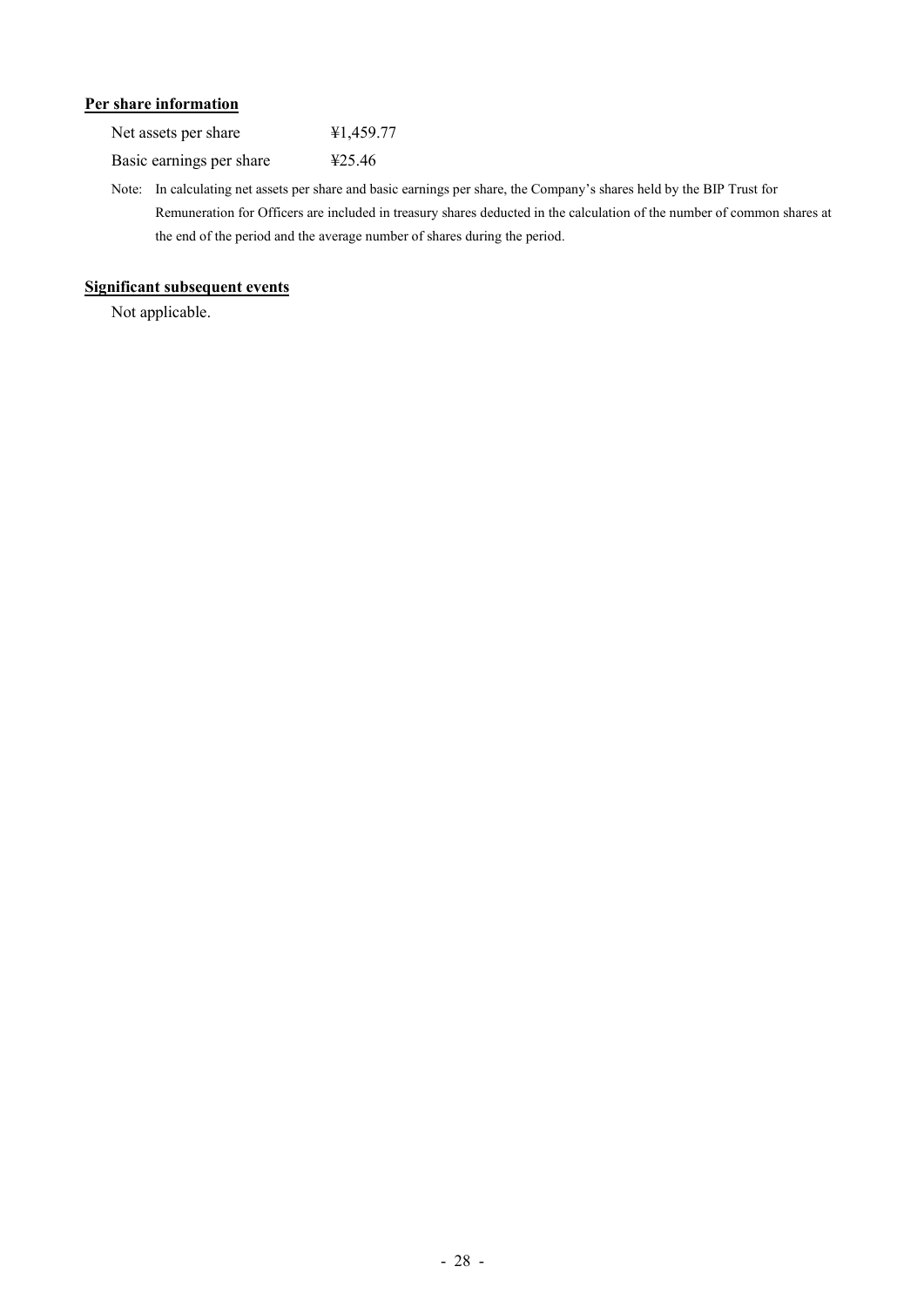## Per share information

| | |
|---|---|
| Net assets per share | ¥1,459.77 |
| Basic earnings per share | ¥25.46 |

Note: In calculating net assets per share and basic earnings per share, the Company's shares held by the BIP Trust for Remuneration for Officers are included in treasury shares deducted in the calculation of the number of common shares at the end of the period and the average number of shares during the period.

## Significant subsequent events

Not applicable.